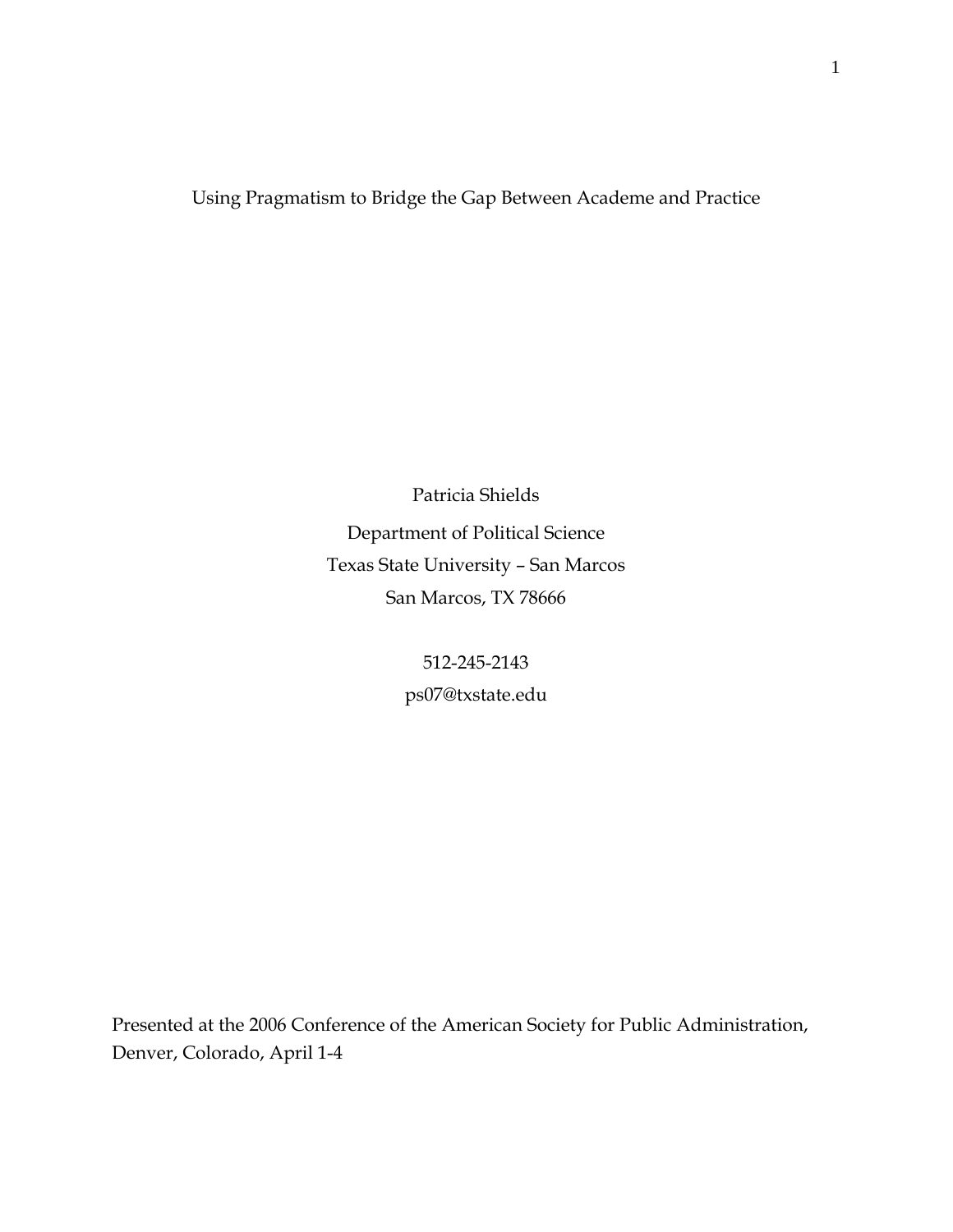# Using Pragmatism to Bridge the Gap Between Academe and Practice

Patricia Shields

Department of Political Science
Texas State University – San Marcos
San Marcos, TX 78666

512-245-2143
ps07@txstate.edu

Presented at the 2006 Conference of the American Society for Public Administration, Denver, Colorado, April 1-4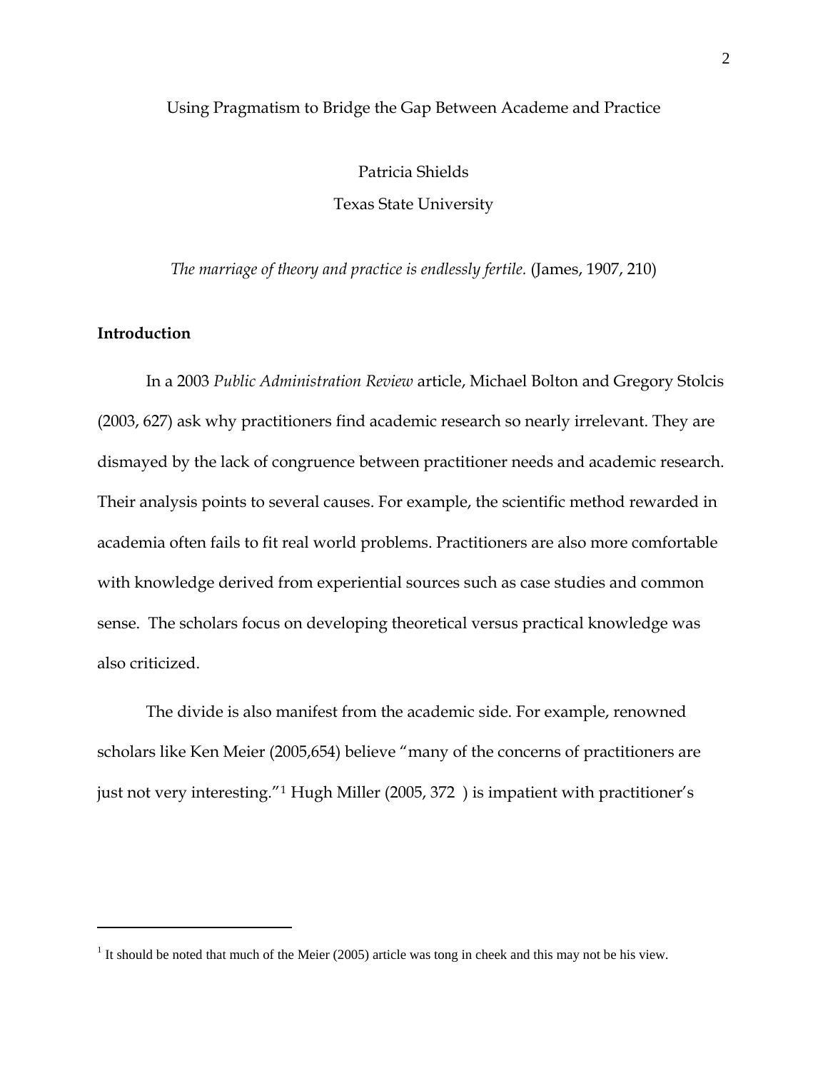Using Pragmatism to Bridge the Gap Between Academe and Practice

Patricia Shields

Texas State University

*The marriage of theory and practice is endlessly fertile.* (James, 1907, 210)

## Introduction

In a 2003 *Public Administration Review* article, Michael Bolton and Gregory Stolcis (2003, 627) ask why practitioners find academic research so nearly irrelevant. They are dismayed by the lack of congruence between practitioner needs and academic research. Their analysis points to several causes. For example, the scientific method rewarded in academia often fails to fit real world problems. Practitioners are also more comfortable with knowledge derived from experiential sources such as case studies and common sense. The scholars focus on developing theoretical versus practical knowledge was also criticized.

The divide is also manifest from the academic side. For example, renowned scholars like Ken Meier (2005,654) believe "many of the concerns of practitioners are just not very interesting."[1] Hugh Miller (2005, 372 ) is impatient with practitioner's

[1] It should be noted that much of the Meier (2005) article was tong in cheek and this may not be his view.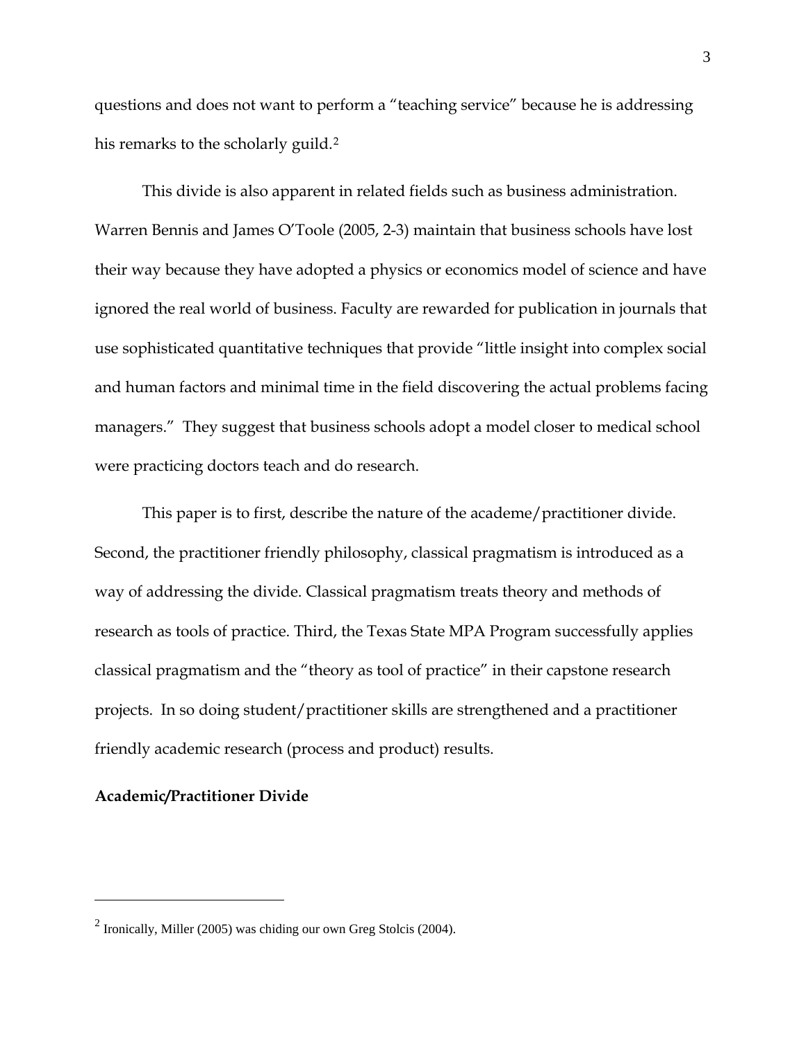questions and does not want to perform a "teaching service" because he is addressing his remarks to the scholarly guild.[2]

This divide is also apparent in related fields such as business administration. Warren Bennis and James O'Toole (2005, 2-3) maintain that business schools have lost their way because they have adopted a physics or economics model of science and have ignored the real world of business. Faculty are rewarded for publication in journals that use sophisticated quantitative techniques that provide "little insight into complex social and human factors and minimal time in the field discovering the actual problems facing managers." They suggest that business schools adopt a model closer to medical school were practicing doctors teach and do research.

This paper is to first, describe the nature of the academe/practitioner divide. Second, the practitioner friendly philosophy, classical pragmatism is introduced as a way of addressing the divide. Classical pragmatism treats theory and methods of research as tools of practice. Third, the Texas State MPA Program successfully applies classical pragmatism and the "theory as tool of practice" in their capstone research projects. In so doing student/practitioner skills are strengthened and a practitioner friendly academic research (process and product) results.

**Academic/Practitioner Divide**

---

[2] Ironically, Miller (2005) was chiding our own Greg Stolcis (2004).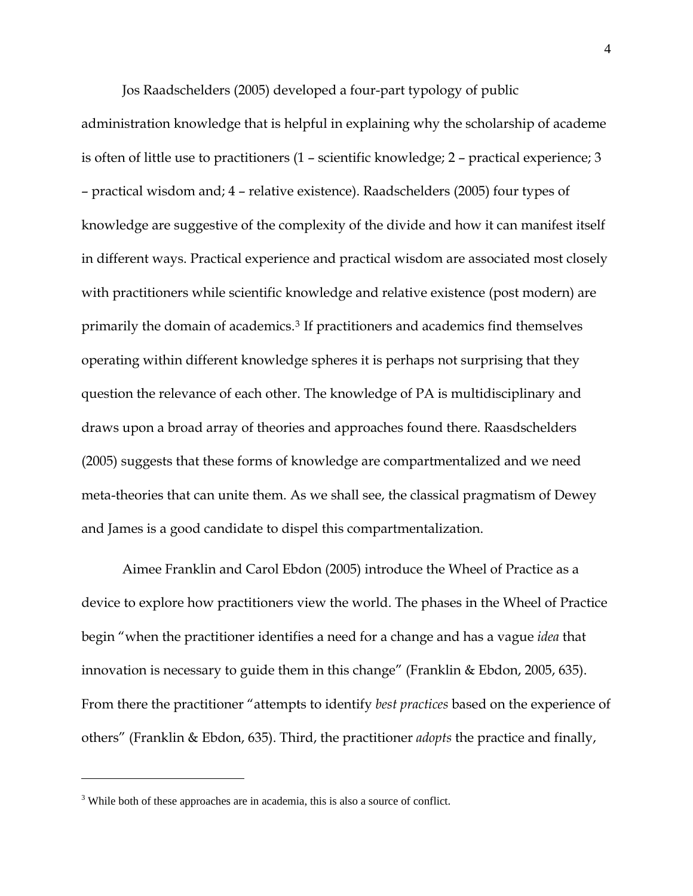Jos Raadschelders (2005) developed a four-part typology of public administration knowledge that is helpful in explaining why the scholarship of academe is often of little use to practitioners (1 – scientific knowledge; 2 – practical experience; 3 – practical wisdom and; 4 – relative existence). Raadschelders (2005) four types of knowledge are suggestive of the complexity of the divide and how it can manifest itself in different ways. Practical experience and practical wisdom are associated most closely with practitioners while scientific knowledge and relative existence (post modern) are primarily the domain of academics.[3] If practitioners and academics find themselves operating within different knowledge spheres it is perhaps not surprising that they question the relevance of each other. The knowledge of PA is multidisciplinary and draws upon a broad array of theories and approaches found there. Raasdschelders (2005) suggests that these forms of knowledge are compartmentalized and we need meta-theories that can unite them. As we shall see, the classical pragmatism of Dewey and James is a good candidate to dispel this compartmentalization.

Aimee Franklin and Carol Ebdon (2005) introduce the Wheel of Practice as a device to explore how practitioners view the world. The phases in the Wheel of Practice begin "when the practitioner identifies a need for a change and has a vague *idea* that innovation is necessary to guide them in this change" (Franklin & Ebdon, 2005, 635). From there the practitioner "attempts to identify *best practices* based on the experience of others" (Franklin & Ebdon, 635). Third, the practitioner *adopts* the practice and finally,

---

[3] While both of these approaches are in academia, this is also a source of conflict.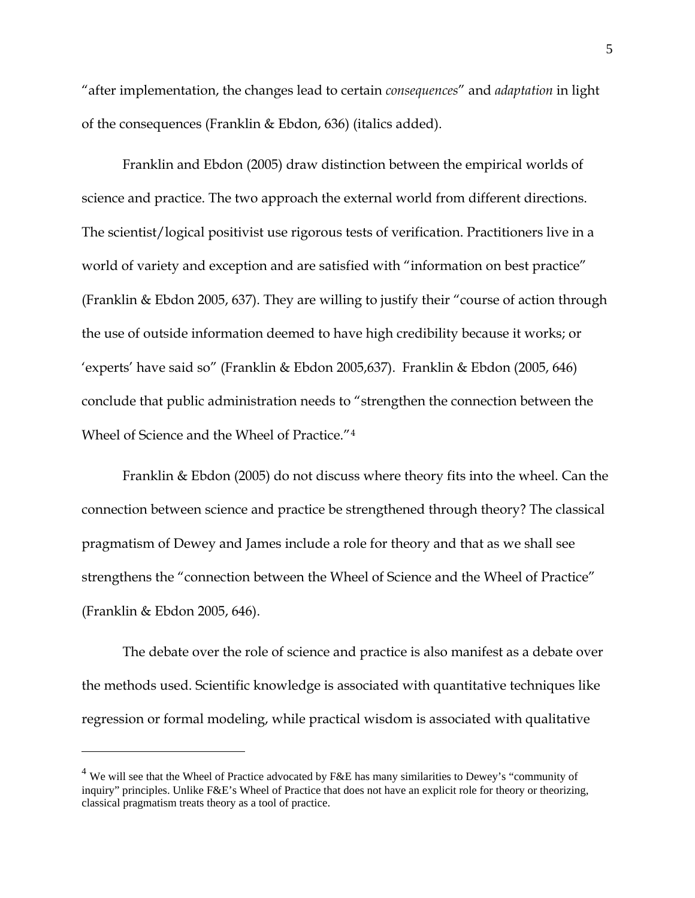"after implementation, the changes lead to certain *consequences*" and *adaptation* in light of the consequences (Franklin & Ebdon, 636) (italics added).

Franklin and Ebdon (2005) draw distinction between the empirical worlds of science and practice. The two approach the external world from different directions. The scientist/logical positivist use rigorous tests of verification. Practitioners live in a world of variety and exception and are satisfied with "information on best practice" (Franklin & Ebdon 2005, 637). They are willing to justify their "course of action through the use of outside information deemed to have high credibility because it works; or 'experts' have said so" (Franklin & Ebdon 2005,637). Franklin & Ebdon (2005, 646) conclude that public administration needs to "strengthen the connection between the Wheel of Science and the Wheel of Practice."[4]

Franklin & Ebdon (2005) do not discuss where theory fits into the wheel. Can the connection between science and practice be strengthened through theory? The classical pragmatism of Dewey and James include a role for theory and that as we shall see strengthens the "connection between the Wheel of Science and the Wheel of Practice" (Franklin & Ebdon 2005, 646).

The debate over the role of science and practice is also manifest as a debate over the methods used. Scientific knowledge is associated with quantitative techniques like regression or formal modeling, while practical wisdom is associated with qualitative

---

[4] We will see that the Wheel of Practice advocated by F&E has many similarities to Dewey's "community of inquiry" principles. Unlike F&E's Wheel of Practice that does not have an explicit role for theory or theorizing, classical pragmatism treats theory as a tool of practice.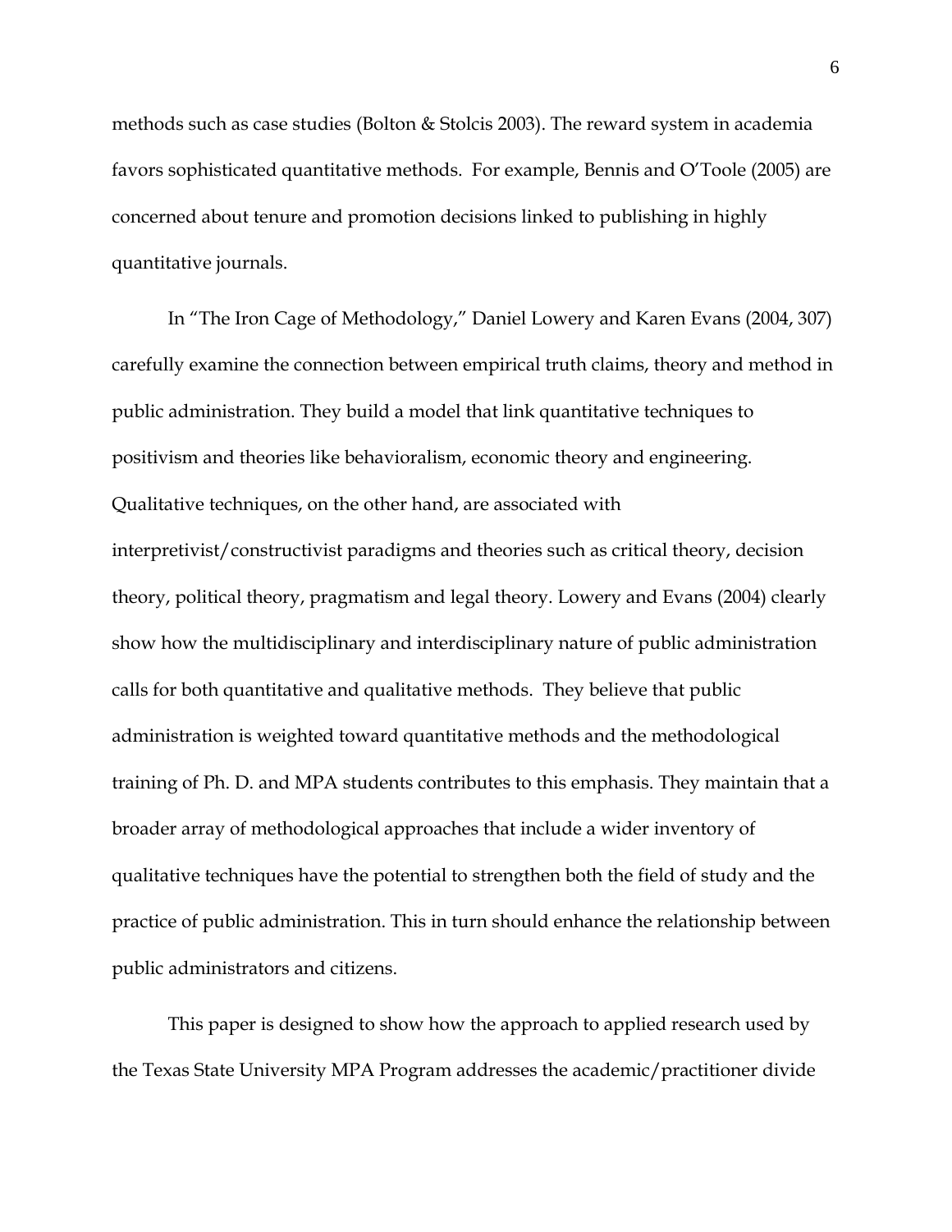methods such as case studies (Bolton & Stolcis 2003). The reward system in academia favors sophisticated quantitative methods. For example, Bennis and O'Toole (2005) are concerned about tenure and promotion decisions linked to publishing in highly quantitative journals.

In "The Iron Cage of Methodology," Daniel Lowery and Karen Evans (2004, 307) carefully examine the connection between empirical truth claims, theory and method in public administration. They build a model that link quantitative techniques to positivism and theories like behavioralism, economic theory and engineering. Qualitative techniques, on the other hand, are associated with interpretivist/constructivist paradigms and theories such as critical theory, decision theory, political theory, pragmatism and legal theory. Lowery and Evans (2004) clearly show how the multidisciplinary and interdisciplinary nature of public administration calls for both quantitative and qualitative methods. They believe that public administration is weighted toward quantitative methods and the methodological training of Ph. D. and MPA students contributes to this emphasis. They maintain that a broader array of methodological approaches that include a wider inventory of qualitative techniques have the potential to strengthen both the field of study and the practice of public administration. This in turn should enhance the relationship between public administrators and citizens.

This paper is designed to show how the approach to applied research used by the Texas State University MPA Program addresses the academic/practitioner divide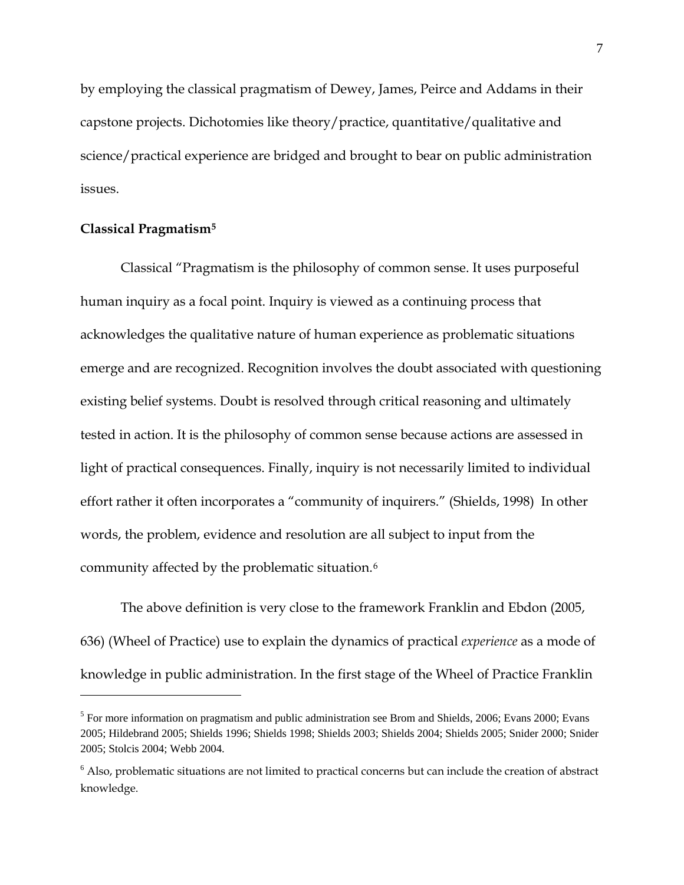by employing the classical pragmatism of Dewey, James, Peirce and Addams in their capstone projects. Dichotomies like theory/practice, quantitative/qualitative and science/practical experience are bridged and brought to bear on public administration issues.

**Classical Pragmatism[5]**

Classical "Pragmatism is the philosophy of common sense. It uses purposeful human inquiry as a focal point. Inquiry is viewed as a continuing process that acknowledges the qualitative nature of human experience as problematic situations emerge and are recognized. Recognition involves the doubt associated with questioning existing belief systems. Doubt is resolved through critical reasoning and ultimately tested in action. It is the philosophy of common sense because actions are assessed in light of practical consequences. Finally, inquiry is not necessarily limited to individual effort rather it often incorporates a "community of inquirers." (Shields, 1998) In other words, the problem, evidence and resolution are all subject to input from the community affected by the problematic situation.[6]

The above definition is very close to the framework Franklin and Ebdon (2005, 636) (Wheel of Practice) use to explain the dynamics of practical *experience* as a mode of knowledge in public administration. In the first stage of the Wheel of Practice Franklin

---

[5] For more information on pragmatism and public administration see Brom and Shields, 2006; Evans 2000; Evans 2005; Hildebrand 2005; Shields 1996; Shields 1998; Shields 2003; Shields 2004; Shields 2005; Snider 2000; Snider 2005; Stolcis 2004; Webb 2004.

[6] Also, problematic situations are not limited to practical concerns but can include the creation of abstract knowledge.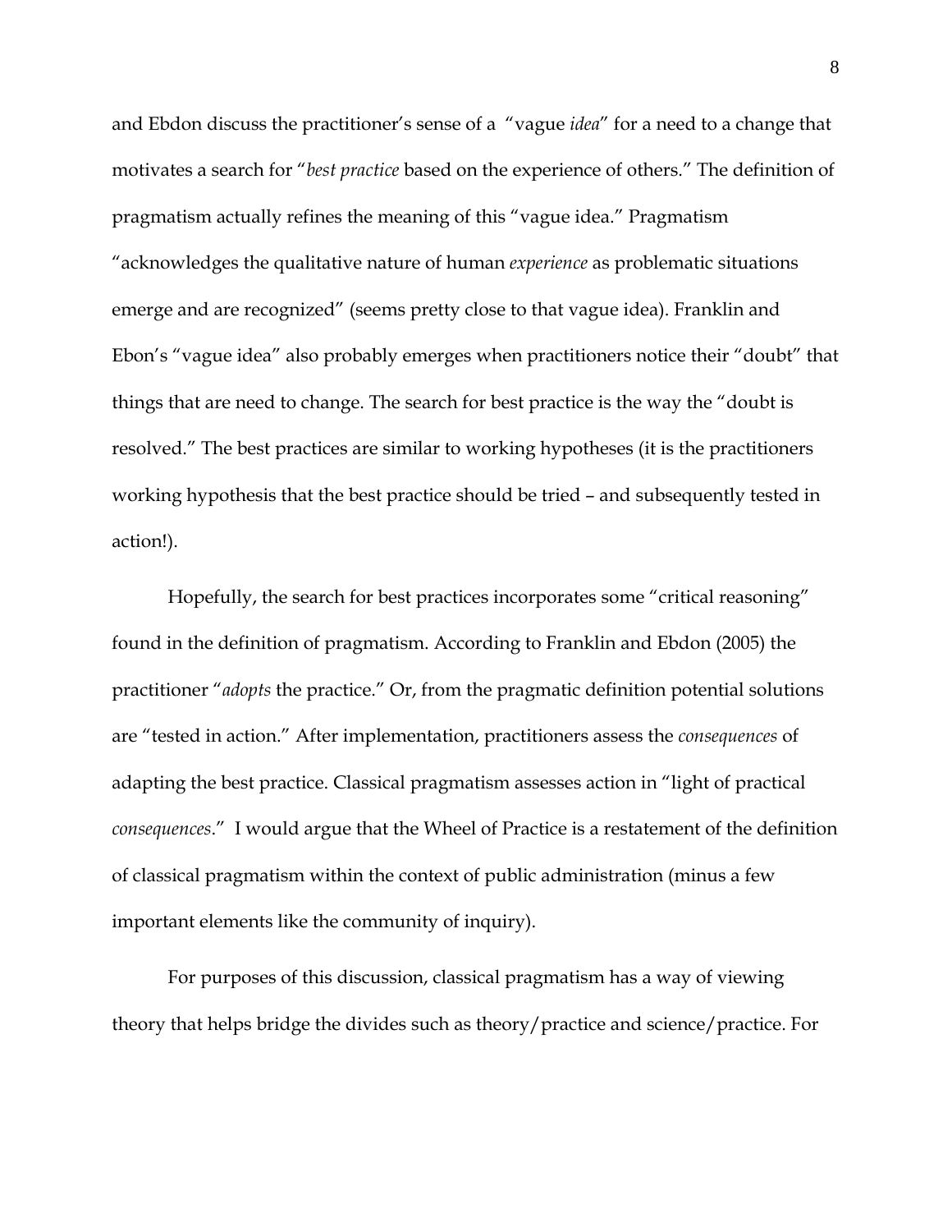and Ebdon discuss the practitioner's sense of a "vague *idea*" for a need to a change that motivates a search for "*best practice* based on the experience of others." The definition of pragmatism actually refines the meaning of this "vague idea." Pragmatism "acknowledges the qualitative nature of human *experience* as problematic situations emerge and are recognized" (seems pretty close to that vague idea). Franklin and Ebon's "vague idea" also probably emerges when practitioners notice their "doubt" that things that are need to change. The search for best practice is the way the "doubt is resolved." The best practices are similar to working hypotheses (it is the practitioners working hypothesis that the best practice should be tried – and subsequently tested in action!).

Hopefully, the search for best practices incorporates some "critical reasoning" found in the definition of pragmatism. According to Franklin and Ebdon (2005) the practitioner "*adopts* the practice." Or, from the pragmatic definition potential solutions are "tested in action." After implementation, practitioners assess the *consequences* of adapting the best practice. Classical pragmatism assesses action in "light of practical *consequences*." I would argue that the Wheel of Practice is a restatement of the definition of classical pragmatism within the context of public administration (minus a few important elements like the community of inquiry).

For purposes of this discussion, classical pragmatism has a way of viewing theory that helps bridge the divides such as theory/practice and science/practice. For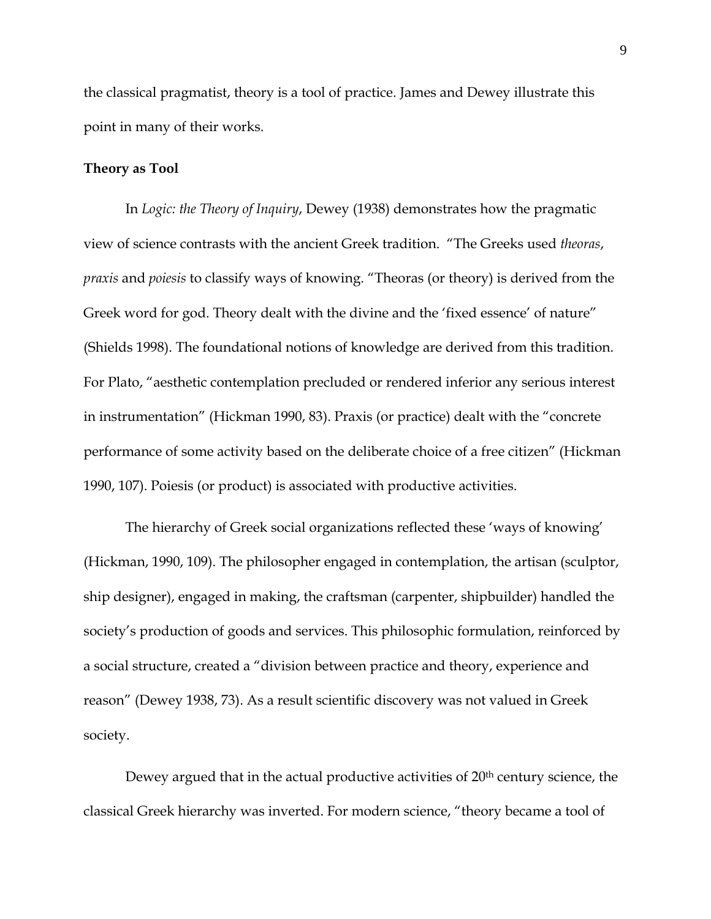the classical pragmatist, theory is a tool of practice. James and Dewey illustrate this point in many of their works.

**Theory as Tool**

In *Logic: the Theory of Inquiry*, Dewey (1938) demonstrates how the pragmatic view of science contrasts with the ancient Greek tradition. "The Greeks used *theoras*, *praxis* and *poiesis* to classify ways of knowing. "Theoras (or theory) is derived from the Greek word for god. Theory dealt with the divine and the 'fixed essence' of nature" (Shields 1998). The foundational notions of knowledge are derived from this tradition. For Plato, "aesthetic contemplation precluded or rendered inferior any serious interest in instrumentation" (Hickman 1990, 83). Praxis (or practice) dealt with the "concrete performance of some activity based on the deliberate choice of a free citizen" (Hickman 1990, 107). Poiesis (or product) is associated with productive activities.

The hierarchy of Greek social organizations reflected these 'ways of knowing' (Hickman, 1990, 109). The philosopher engaged in contemplation, the artisan (sculptor, ship designer), engaged in making, the craftsman (carpenter, shipbuilder) handled the society's production of goods and services. This philosophic formulation, reinforced by a social structure, created a "division between practice and theory, experience and reason" (Dewey 1938, 73). As a result scientific discovery was not valued in Greek society.

Dewey argued that in the actual productive activities of 20th century science, the classical Greek hierarchy was inverted. For modern science, "theory became a tool of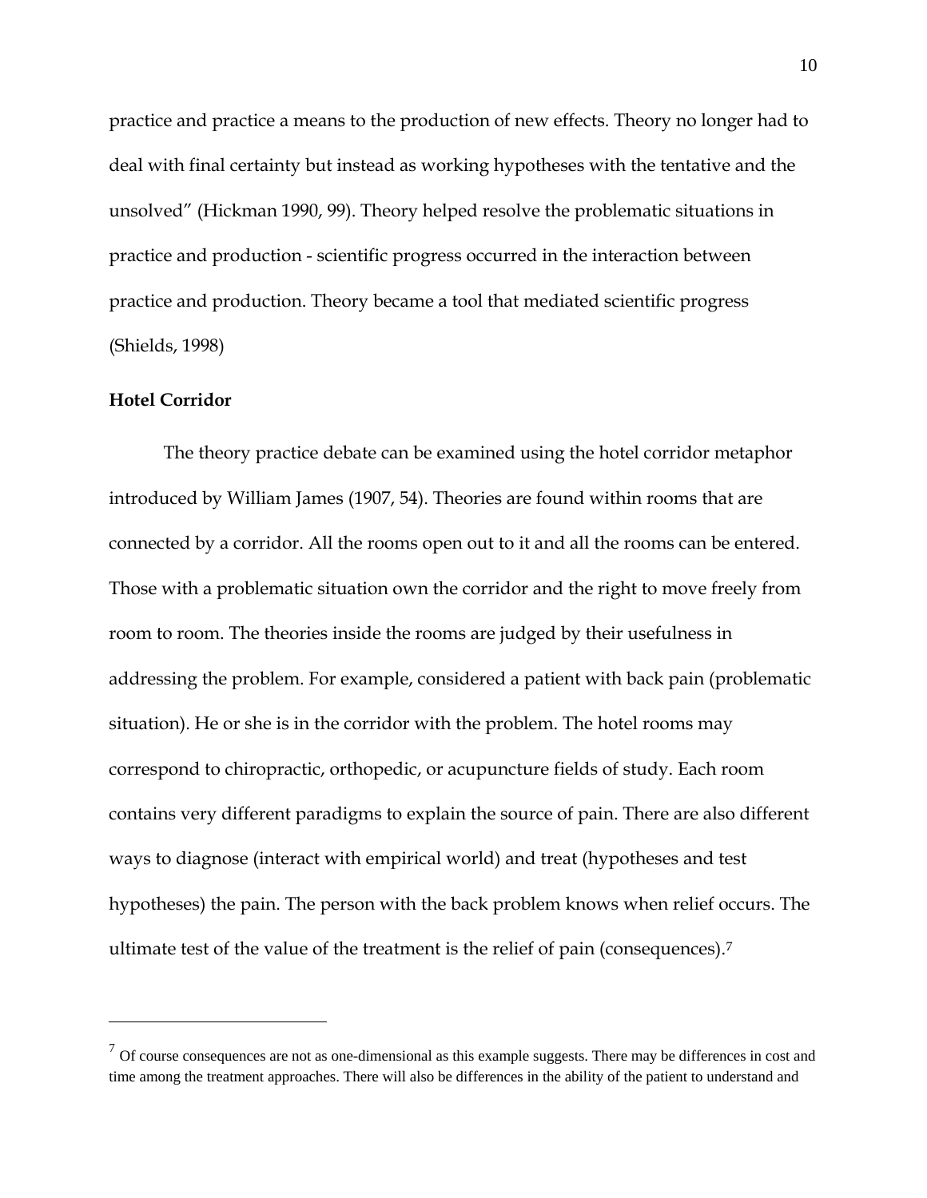practice and practice a means to the production of new effects. Theory no longer had to deal with final certainty but instead as working hypotheses with the tentative and the unsolved" (Hickman 1990, 99). Theory helped resolve the problematic situations in practice and production - scientific progress occurred in the interaction between practice and production. Theory became a tool that mediated scientific progress (Shields, 1998)

**Hotel Corridor**

The theory practice debate can be examined using the hotel corridor metaphor introduced by William James (1907, 54). Theories are found within rooms that are connected by a corridor. All the rooms open out to it and all the rooms can be entered. Those with a problematic situation own the corridor and the right to move freely from room to room. The theories inside the rooms are judged by their usefulness in addressing the problem. For example, considered a patient with back pain (problematic situation). He or she is in the corridor with the problem. The hotel rooms may correspond to chiropractic, orthopedic, or acupuncture fields of study. Each room contains very different paradigms to explain the source of pain. There are also different ways to diagnose (interact with empirical world) and treat (hypotheses and test hypotheses) the pain. The person with the back problem knows when relief occurs. The ultimate test of the value of the treatment is the relief of pain (consequences).[7]

---

[7] Of course consequences are not as one-dimensional as this example suggests. There may be differences in cost and time among the treatment approaches. There will also be differences in the ability of the patient to understand and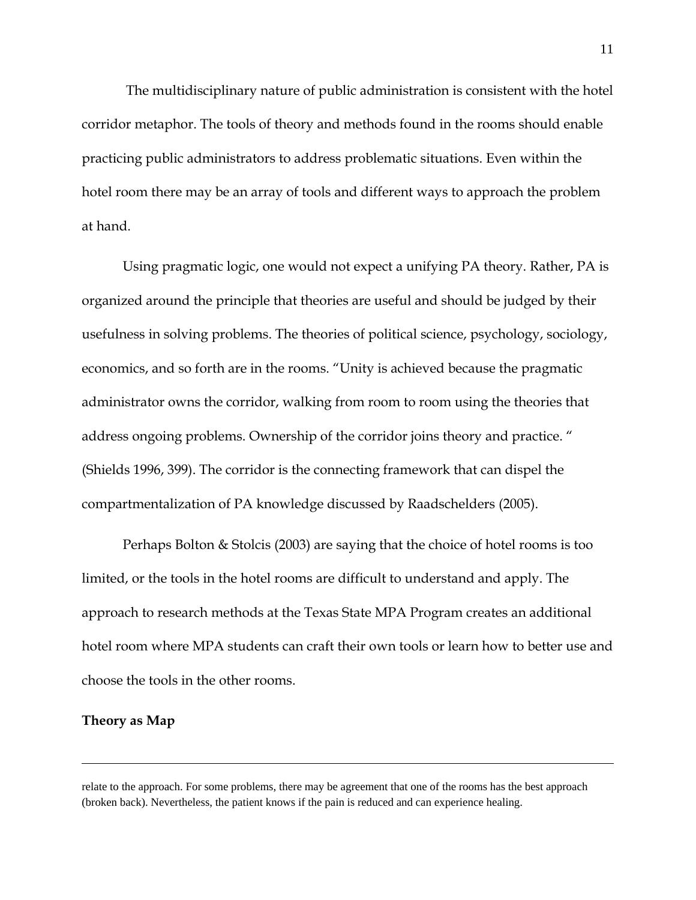The multidisciplinary nature of public administration is consistent with the hotel corridor metaphor. The tools of theory and methods found in the rooms should enable practicing public administrators to address problematic situations. Even within the hotel room there may be an array of tools and different ways to approach the problem at hand.

Using pragmatic logic, one would not expect a unifying PA theory. Rather, PA is organized around the principle that theories are useful and should be judged by their usefulness in solving problems. The theories of political science, psychology, sociology, economics, and so forth are in the rooms. "Unity is achieved because the pragmatic administrator owns the corridor, walking from room to room using the theories that address ongoing problems. Ownership of the corridor joins theory and practice. " (Shields 1996, 399). The corridor is the connecting framework that can dispel the compartmentalization of PA knowledge discussed by Raadschelders (2005).

Perhaps Bolton & Stolcis (2003) are saying that the choice of hotel rooms is too limited, or the tools in the hotel rooms are difficult to understand and apply. The approach to research methods at the Texas State MPA Program creates an additional hotel room where MPA students can craft their own tools or learn how to better use and choose the tools in the other rooms.

**Theory as Map**

---

relate to the approach. For some problems, there may be agreement that one of the rooms has the best approach (broken back). Nevertheless, the patient knows if the pain is reduced and can experience healing.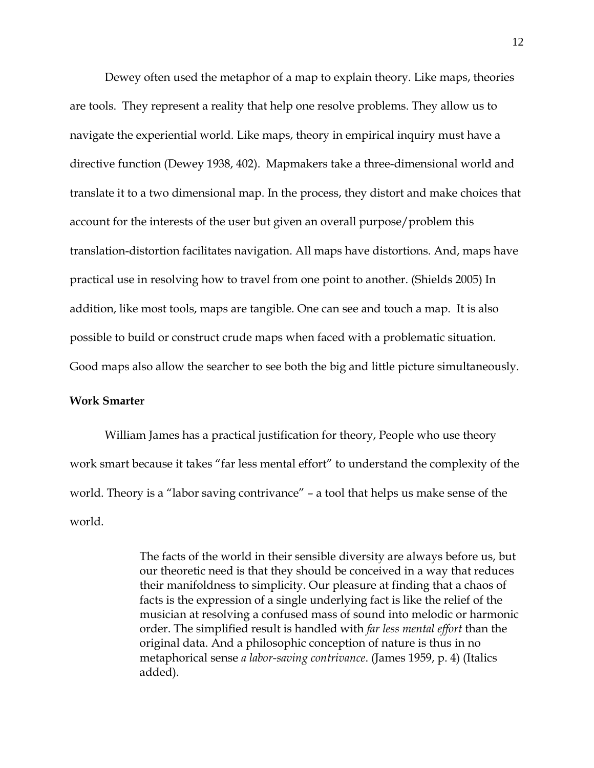Dewey often used the metaphor of a map to explain theory. Like maps, theories are tools. They represent a reality that help one resolve problems. They allow us to navigate the experiential world. Like maps, theory in empirical inquiry must have a directive function (Dewey 1938, 402). Mapmakers take a three-dimensional world and translate it to a two dimensional map. In the process, they distort and make choices that account for the interests of the user but given an overall purpose/problem this translation-distortion facilitates navigation. All maps have distortions. And, maps have practical use in resolving how to travel from one point to another. (Shields 2005) In addition, like most tools, maps are tangible. One can see and touch a map. It is also possible to build or construct crude maps when faced with a problematic situation. Good maps also allow the searcher to see both the big and little picture simultaneously.

**Work Smarter**

William James has a practical justification for theory, People who use theory work smart because it takes "far less mental effort" to understand the complexity of the world. Theory is a "labor saving contrivance" – a tool that helps us make sense of the world.

> The facts of the world in their sensible diversity are always before us, but our theoretic need is that they should be conceived in a way that reduces their manifoldness to simplicity. Our pleasure at finding that a chaos of facts is the expression of a single underlying fact is like the relief of the musician at resolving a confused mass of sound into melodic or harmonic order. The simplified result is handled with *far less mental effort* than the original data. And a philosophic conception of nature is thus in no metaphorical sense *a labor-saving contrivance*. (James 1959, p. 4) (Italics added).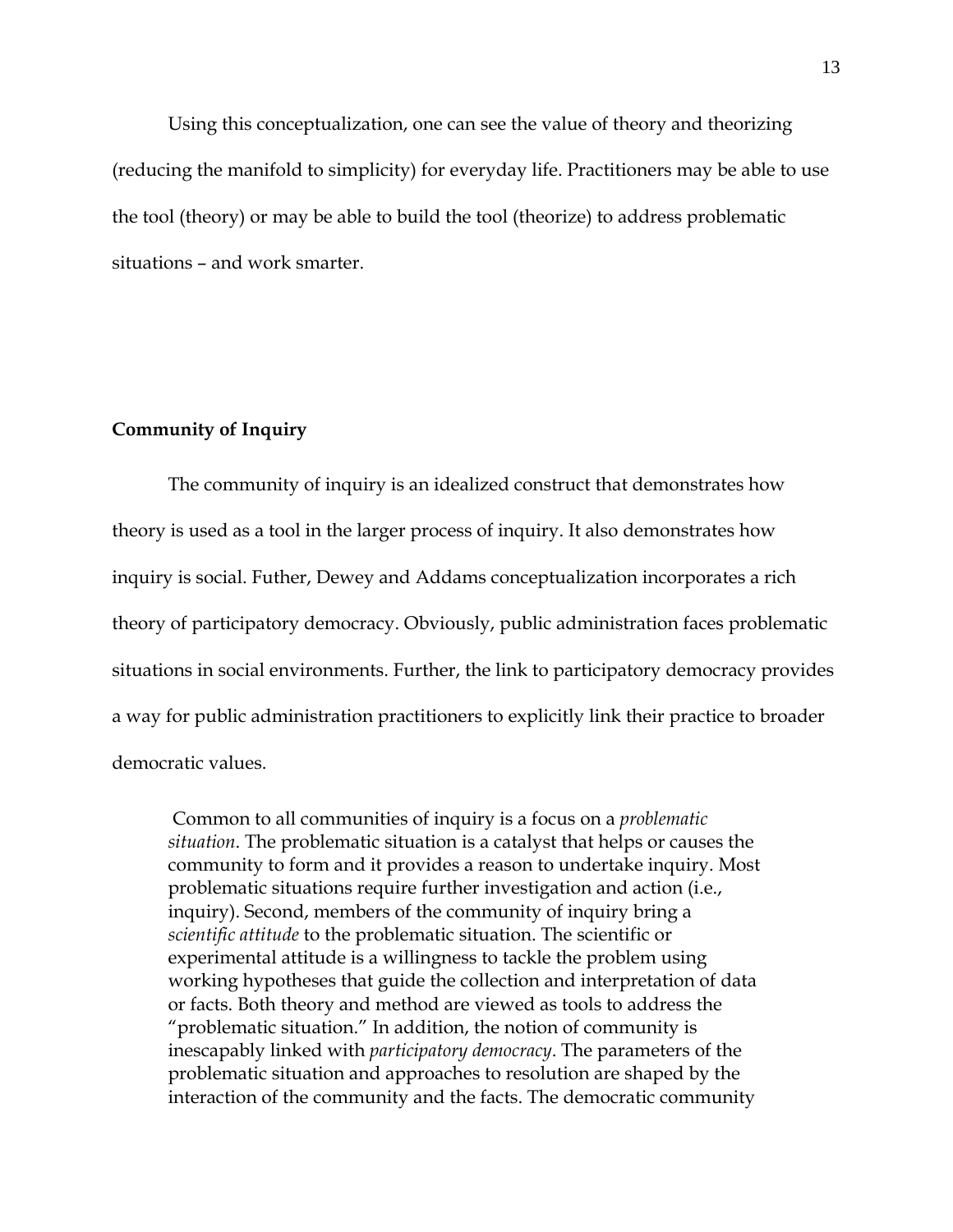Using this conceptualization, one can see the value of theory and theorizing (reducing the manifold to simplicity) for everyday life. Practitioners may be able to use the tool (theory) or may be able to build the tool (theorize) to address problematic situations – and work smarter.

**Community of Inquiry**

The community of inquiry is an idealized construct that demonstrates how theory is used as a tool in the larger process of inquiry. It also demonstrates how inquiry is social. Futher, Dewey and Addams conceptualization incorporates a rich theory of participatory democracy. Obviously, public administration faces problematic situations in social environments. Further, the link to participatory democracy provides a way for public administration practitioners to explicitly link their practice to broader democratic values.

> Common to all communities of inquiry is a focus on a *problematic situation*. The problematic situation is a catalyst that helps or causes the community to form and it provides a reason to undertake inquiry. Most problematic situations require further investigation and action (i.e., inquiry). Second, members of the community of inquiry bring a *scientific attitude* to the problematic situation. The scientific or experimental attitude is a willingness to tackle the problem using working hypotheses that guide the collection and interpretation of data or facts. Both theory and method are viewed as tools to address the "problematic situation." In addition, the notion of community is inescapably linked with *participatory democracy*. The parameters of the problematic situation and approaches to resolution are shaped by the interaction of the community and the facts. The democratic community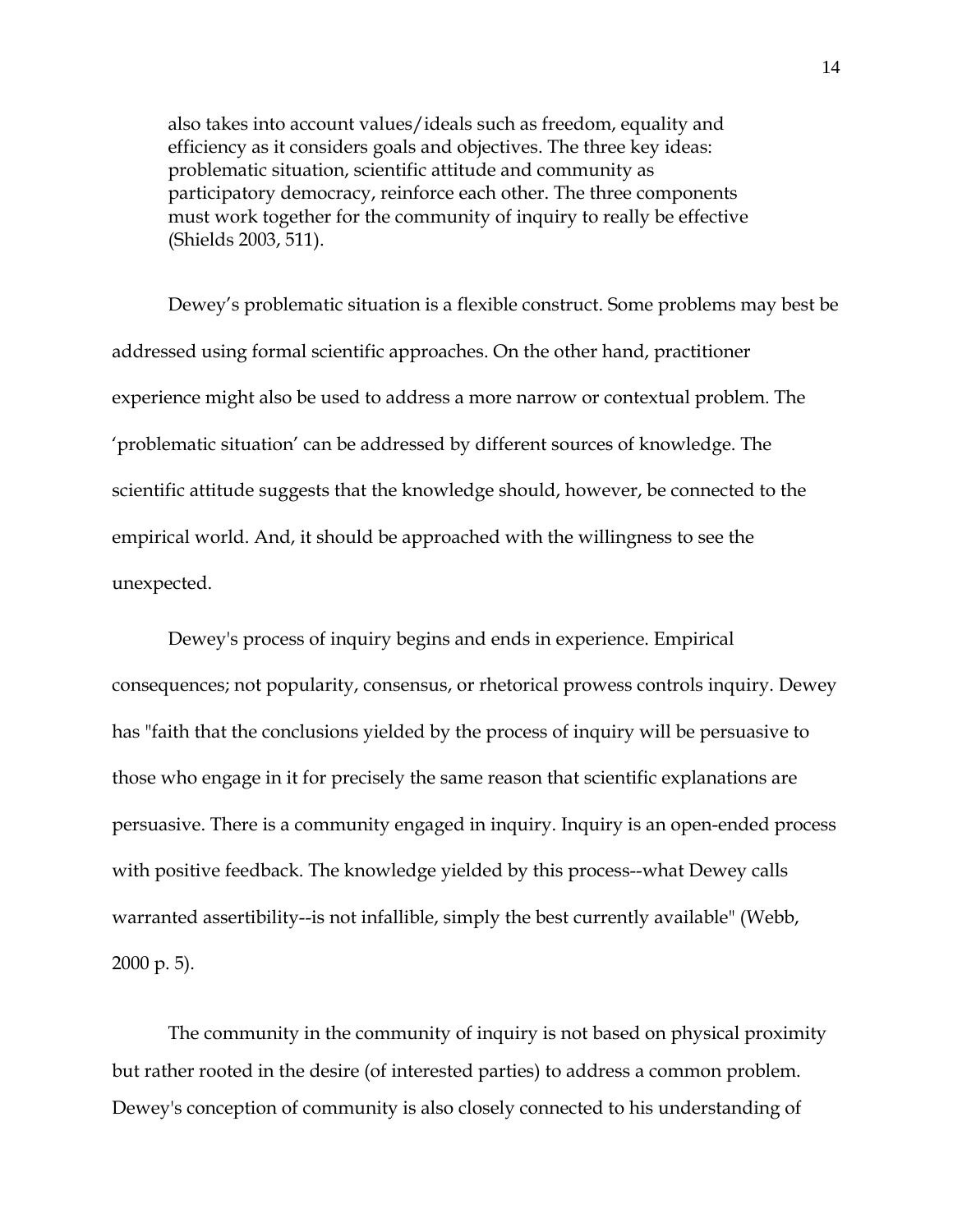> also takes into account values/ideals such as freedom, equality and efficiency as it considers goals and objectives. The three key ideas: problematic situation, scientific attitude and community as participatory democracy, reinforce each other. The three components must work together for the community of inquiry to really be effective (Shields 2003, 511).

Dewey's problematic situation is a flexible construct. Some problems may best be addressed using formal scientific approaches. On the other hand, practitioner experience might also be used to address a more narrow or contextual problem. The 'problematic situation' can be addressed by different sources of knowledge. The scientific attitude suggests that the knowledge should, however, be connected to the empirical world. And, it should be approached with the willingness to see the unexpected.

Dewey's process of inquiry begins and ends in experience. Empirical consequences; not popularity, consensus, or rhetorical prowess controls inquiry. Dewey has "faith that the conclusions yielded by the process of inquiry will be persuasive to those who engage in it for precisely the same reason that scientific explanations are persuasive. There is a community engaged in inquiry. Inquiry is an open-ended process with positive feedback. The knowledge yielded by this process--what Dewey calls warranted assertibility--is not infallible, simply the best currently available" (Webb, 2000 p. 5).

The community in the community of inquiry is not based on physical proximity but rather rooted in the desire (of interested parties) to address a common problem. Dewey's conception of community is also closely connected to his understanding of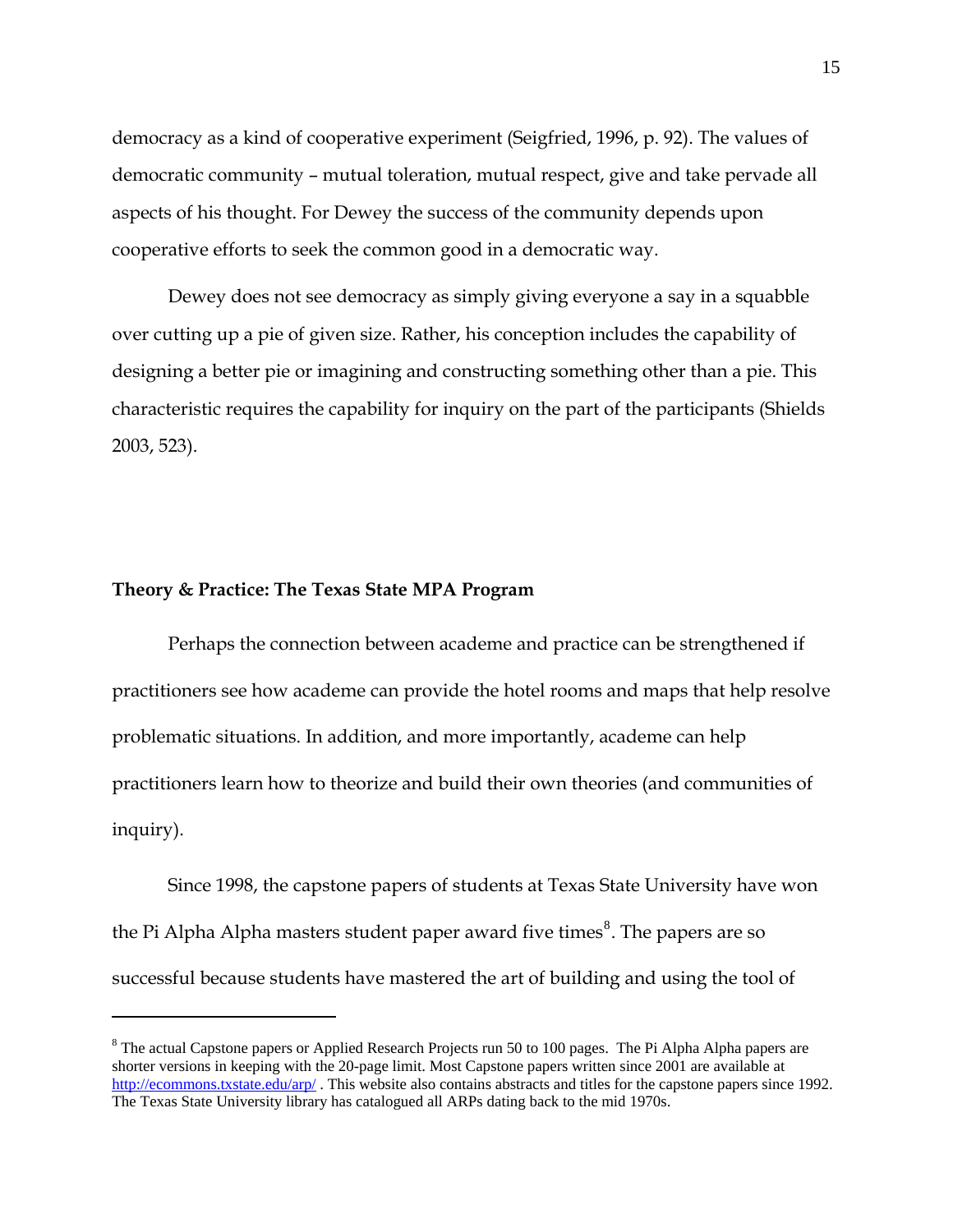democracy as a kind of cooperative experiment (Seigfried, 1996, p. 92). The values of democratic community – mutual toleration, mutual respect, give and take pervade all aspects of his thought. For Dewey the success of the community depends upon cooperative efforts to seek the common good in a democratic way.

Dewey does not see democracy as simply giving everyone a say in a squabble over cutting up a pie of given size. Rather, his conception includes the capability of designing a better pie or imagining and constructing something other than a pie. This characteristic requires the capability for inquiry on the part of the participants (Shields 2003, 523).

**Theory & Practice: The Texas State MPA Program**

Perhaps the connection between academe and practice can be strengthened if practitioners see how academe can provide the hotel rooms and maps that help resolve problematic situations. In addition, and more importantly, academe can help practitioners learn how to theorize and build their own theories (and communities of inquiry).

Since 1998, the capstone papers of students at Texas State University have won the Pi Alpha Alpha masters student paper award five times[8]. The papers are so successful because students have mastered the art of building and using the tool of

---

[8] The actual Capstone papers or Applied Research Projects run 50 to 100 pages. The Pi Alpha Alpha papers are shorter versions in keeping with the 20-page limit. Most Capstone papers written since 2001 are available at http://ecommons.txstate.edu/arp/ . This website also contains abstracts and titles for the capstone papers since 1992. The Texas State University library has catalogued all ARPs dating back to the mid 1970s.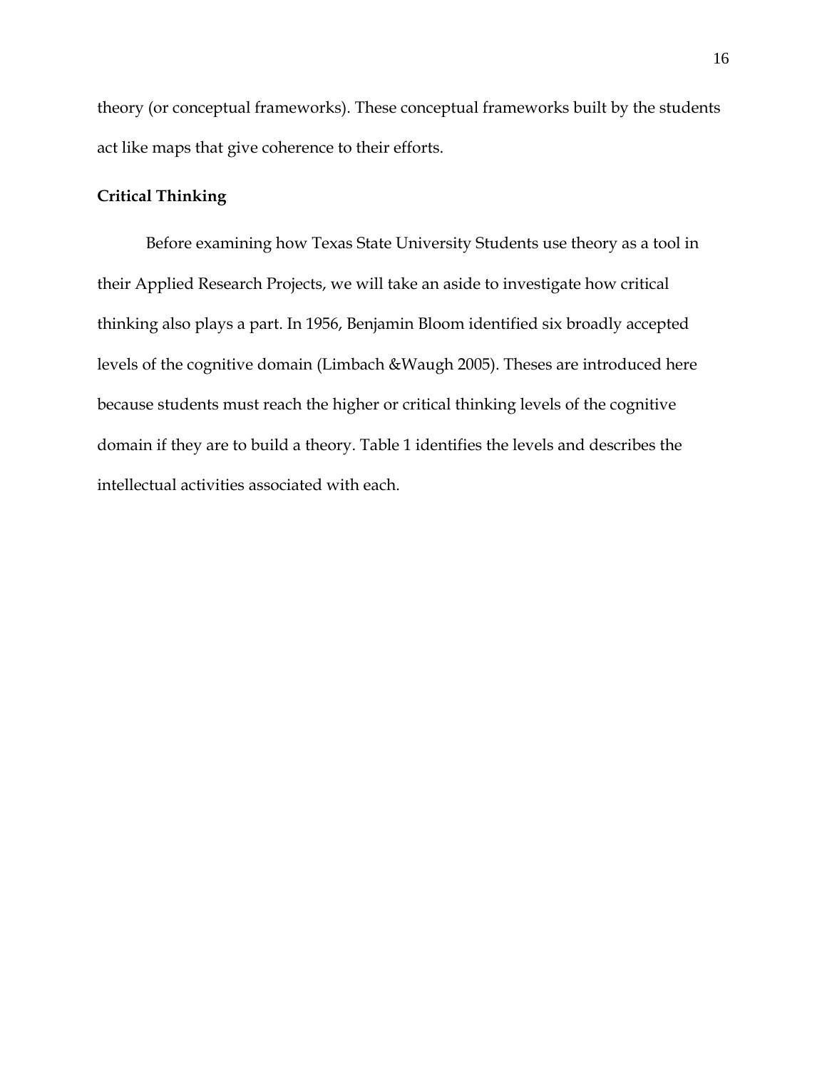theory (or conceptual frameworks). These conceptual frameworks built by the students act like maps that give coherence to their efforts.

## Critical Thinking

Before examining how Texas State University Students use theory as a tool in their Applied Research Projects, we will take an aside to investigate how critical thinking also plays a part. In 1956, Benjamin Bloom identified six broadly accepted levels of the cognitive domain (Limbach &Waugh 2005). Theses are introduced here because students must reach the higher or critical thinking levels of the cognitive domain if they are to build a theory. Table 1 identifies the levels and describes the intellectual activities associated with each.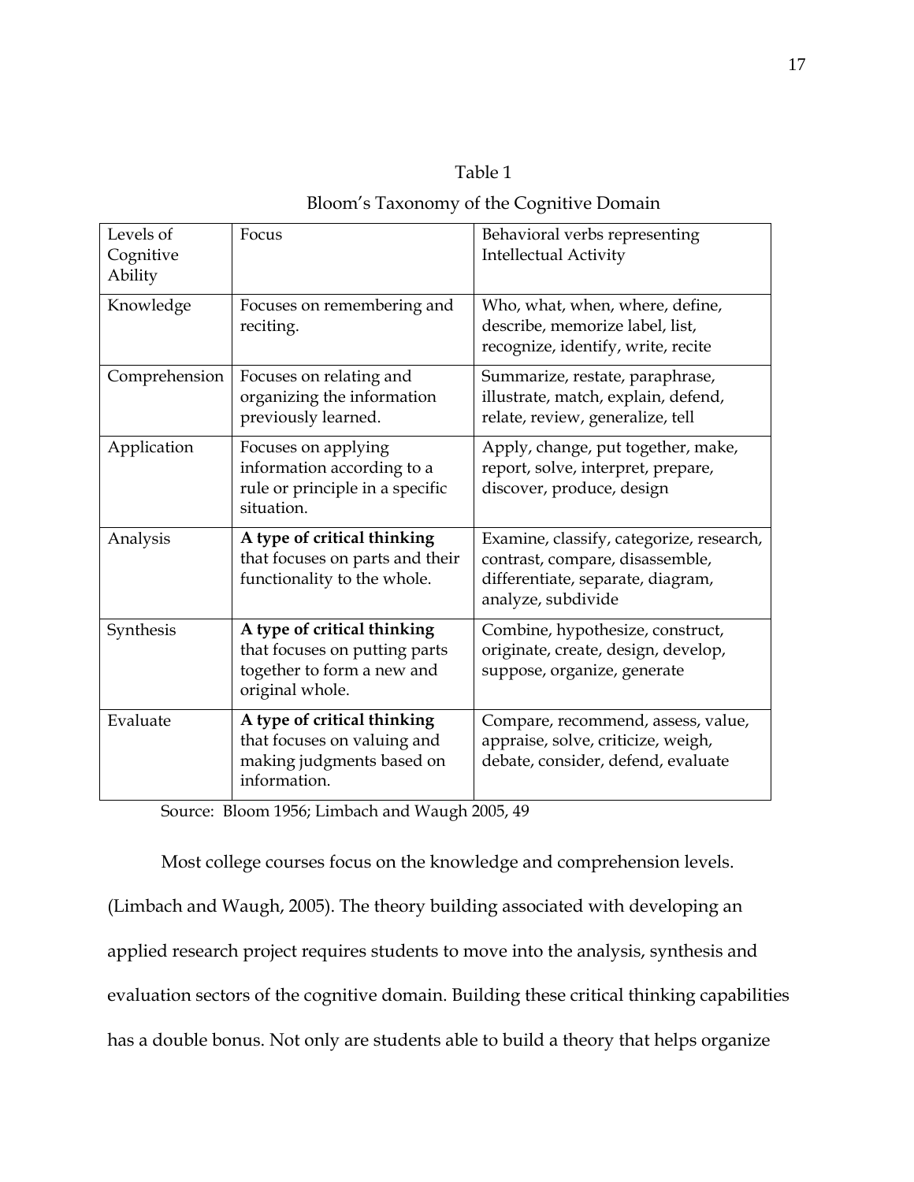Table 1

Bloom's Taxonomy of the Cognitive Domain

| Levels of Cognitive Ability | Focus | Behavioral verbs representing Intellectual Activity |
|---|---|---|
| Knowledge | Focuses on remembering and reciting. | Who, what, when, where, define, describe, memorize label, list, recognize, identify, write, recite |
| Comprehension | Focuses on relating and organizing the information previously learned. | Summarize, restate, paraphrase, illustrate, match, explain, defend, relate, review, generalize, tell |
| Application | Focuses on applying information according to a rule or principle in a specific situation. | Apply, change, put together, make, report, solve, interpret, prepare, discover, produce, design |
| Analysis | **A type of critical thinking** that focuses on parts and their functionality to the whole. | Examine, classify, categorize, research, contrast, compare, disassemble, differentiate, separate, diagram, analyze, subdivide |
| Synthesis | **A type of critical thinking** that focuses on putting parts together to form a new and original whole. | Combine, hypothesize, construct, originate, create, design, develop, suppose, organize, generate |
| Evaluate | **A type of critical thinking** that focuses on valuing and making judgments based on information. | Compare, recommend, assess, value, appraise, solve, criticize, weigh, debate, consider, defend, evaluate |

Source: Bloom 1956; Limbach and Waugh 2005, 49

Most college courses focus on the knowledge and comprehension levels. (Limbach and Waugh, 2005). The theory building associated with developing an applied research project requires students to move into the analysis, synthesis and evaluation sectors of the cognitive domain. Building these critical thinking capabilities has a double bonus. Not only are students able to build a theory that helps organize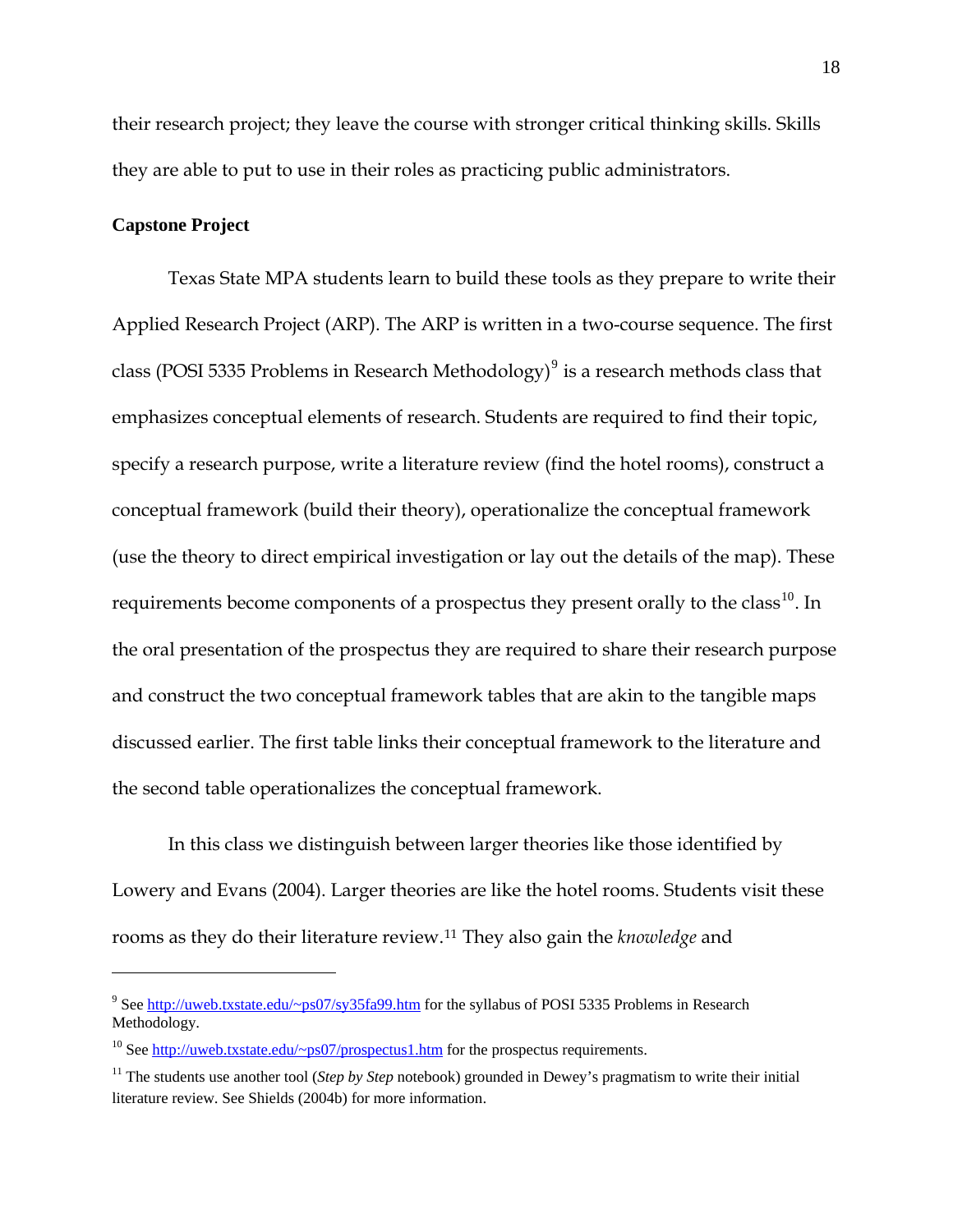their research project; they leave the course with stronger critical thinking skills. Skills they are able to put to use in their roles as practicing public administrators.

**Capstone Project**

Texas State MPA students learn to build these tools as they prepare to write their Applied Research Project (ARP). The ARP is written in a two-course sequence. The first class (POSI 5335 Problems in Research Methodology)[9] is a research methods class that emphasizes conceptual elements of research. Students are required to find their topic, specify a research purpose, write a literature review (find the hotel rooms), construct a conceptual framework (build their theory), operationalize the conceptual framework (use the theory to direct empirical investigation or lay out the details of the map). These requirements become components of a prospectus they present orally to the class[10]. In the oral presentation of the prospectus they are required to share their research purpose and construct the two conceptual framework tables that are akin to the tangible maps discussed earlier. The first table links their conceptual framework to the literature and the second table operationalizes the conceptual framework.

In this class we distinguish between larger theories like those identified by Lowery and Evans (2004). Larger theories are like the hotel rooms. Students visit these rooms as they do their literature review.[11] They also gain the *knowledge* and

---

[9] See http://uweb.txstate.edu/~ps07/sy35fa99.htm for the syllabus of POSI 5335 Problems in Research Methodology.

[10] See http://uweb.txstate.edu/~ps07/prospectus1.htm for the prospectus requirements.

[11] The students use another tool (*Step by Step* notebook) grounded in Dewey's pragmatism to write their initial literature review. See Shields (2004b) for more information.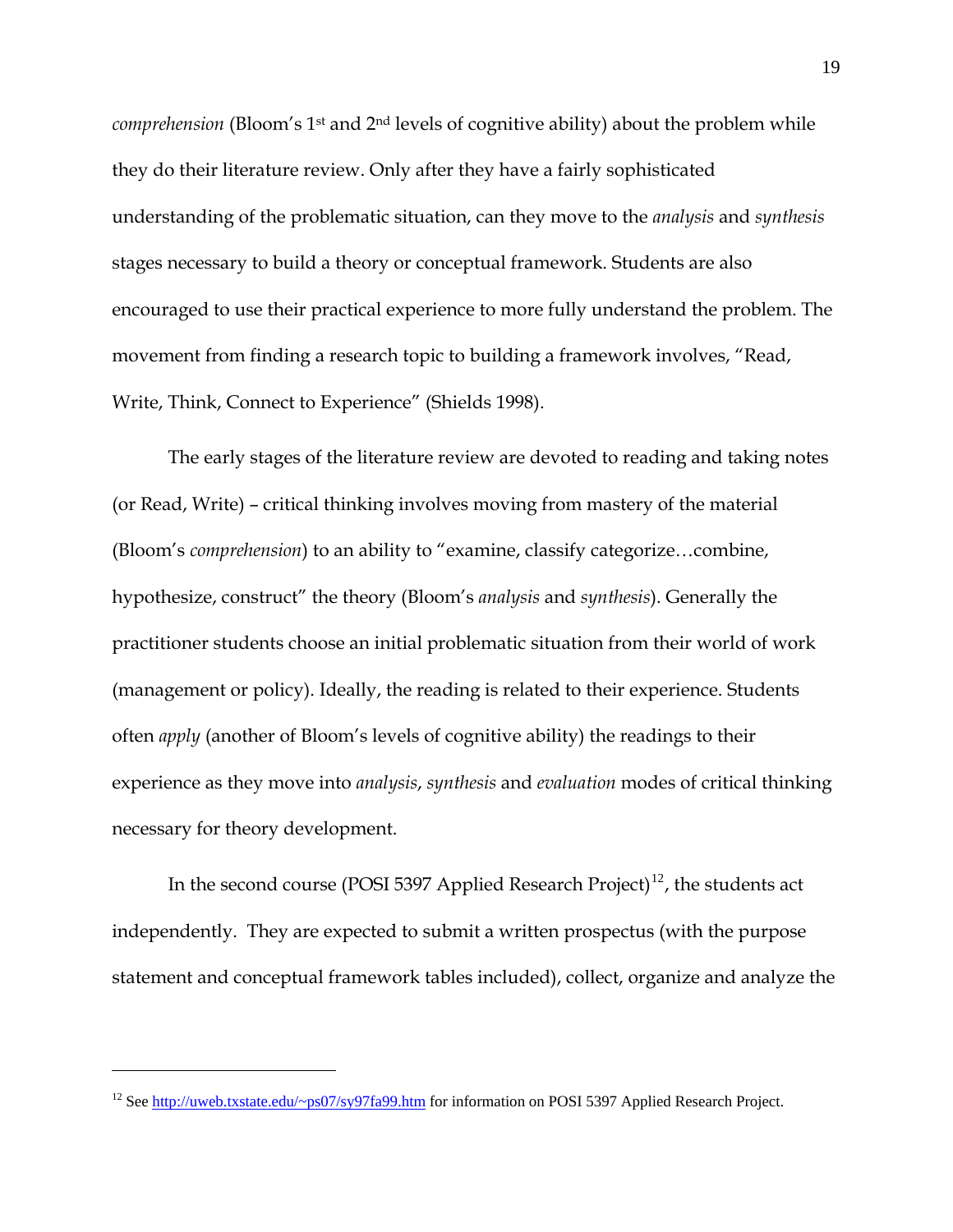*comprehension* (Bloom's 1st and 2nd levels of cognitive ability) about the problem while they do their literature review. Only after they have a fairly sophisticated understanding of the problematic situation, can they move to the *analysis* and *synthesis* stages necessary to build a theory or conceptual framework. Students are also encouraged to use their practical experience to more fully understand the problem. The movement from finding a research topic to building a framework involves, "Read, Write, Think, Connect to Experience" (Shields 1998).

The early stages of the literature review are devoted to reading and taking notes (or Read, Write) – critical thinking involves moving from mastery of the material (Bloom's *comprehension*) to an ability to "examine, classify categorize…combine, hypothesize, construct" the theory (Bloom's *analysis* and *synthesis*). Generally the practitioner students choose an initial problematic situation from their world of work (management or policy). Ideally, the reading is related to their experience. Students often *apply* (another of Bloom's levels of cognitive ability) the readings to their experience as they move into *analysis*, *synthesis* and *evaluation* modes of critical thinking necessary for theory development.

In the second course (POSI 5397 Applied Research Project)[12], the students act independently. They are expected to submit a written prospectus (with the purpose statement and conceptual framework tables included), collect, organize and analyze the

---

[12] See http://uweb.txstate.edu/~ps07/sy97fa99.htm for information on POSI 5397 Applied Research Project.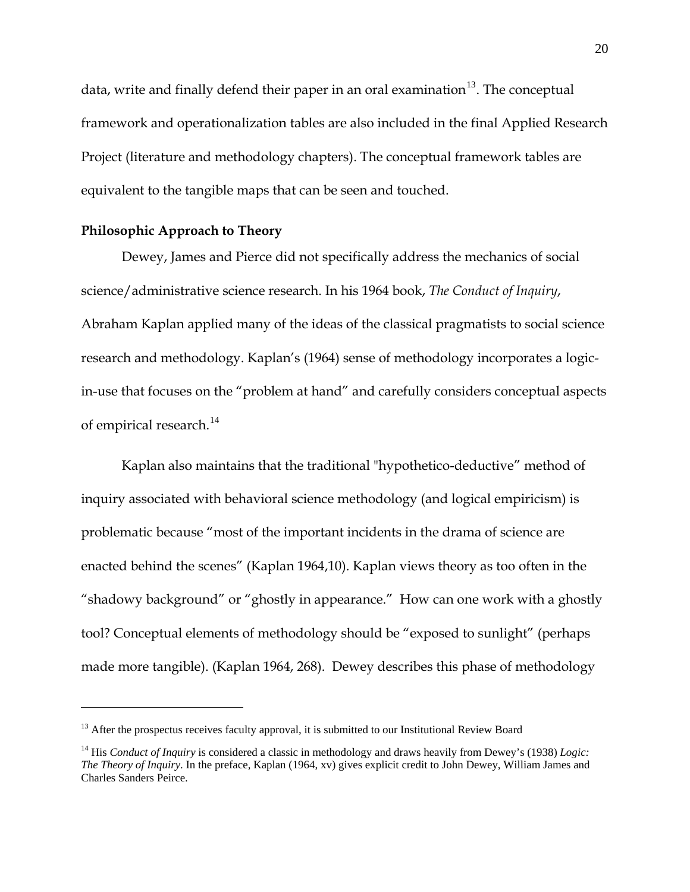data, write and finally defend their paper in an oral examination[13]. The conceptual framework and operationalization tables are also included in the final Applied Research Project (literature and methodology chapters). The conceptual framework tables are equivalent to the tangible maps that can be seen and touched.

**Philosophic Approach to Theory**

Dewey, James and Pierce did not specifically address the mechanics of social science/administrative science research. In his 1964 book, *The Conduct of Inquiry*, Abraham Kaplan applied many of the ideas of the classical pragmatists to social science research and methodology. Kaplan's (1964) sense of methodology incorporates a logic-in-use that focuses on the "problem at hand" and carefully considers conceptual aspects of empirical research.[14]

Kaplan also maintains that the traditional "hypothetico-deductive" method of inquiry associated with behavioral science methodology (and logical empiricism) is problematic because "most of the important incidents in the drama of science are enacted behind the scenes" (Kaplan 1964,10). Kaplan views theory as too often in the "shadowy background" or "ghostly in appearance." How can one work with a ghostly tool? Conceptual elements of methodology should be "exposed to sunlight" (perhaps made more tangible). (Kaplan 1964, 268). Dewey describes this phase of methodology

---

[13] After the prospectus receives faculty approval, it is submitted to our Institutional Review Board

[14] His *Conduct of Inquiry* is considered a classic in methodology and draws heavily from Dewey's (1938) *Logic: The Theory of Inquiry*. In the preface, Kaplan (1964, xv) gives explicit credit to John Dewey, William James and Charles Sanders Peirce.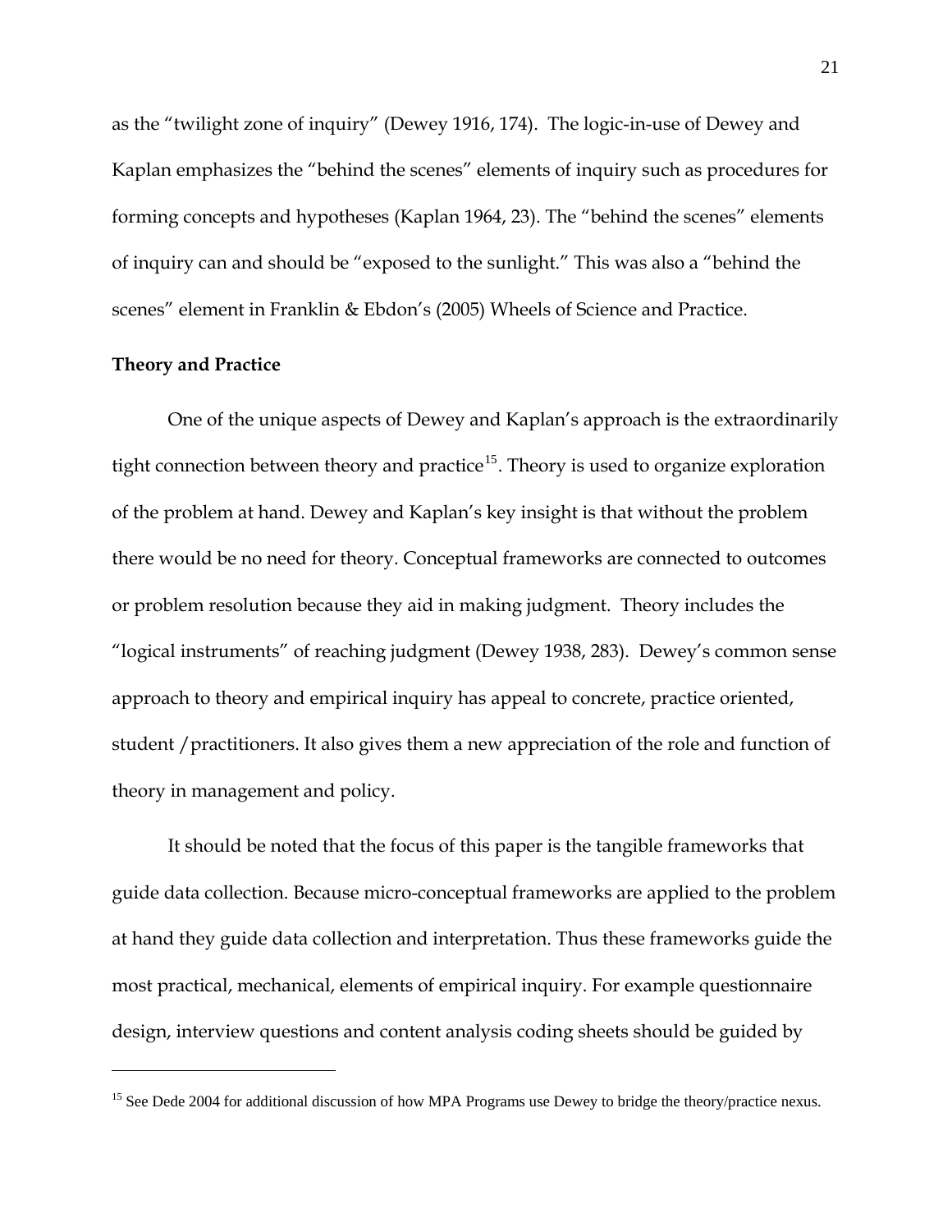as the "twilight zone of inquiry" (Dewey 1916, 174). The logic-in-use of Dewey and Kaplan emphasizes the "behind the scenes" elements of inquiry such as procedures for forming concepts and hypotheses (Kaplan 1964, 23). The "behind the scenes" elements of inquiry can and should be "exposed to the sunlight." This was also a "behind the scenes" element in Franklin & Ebdon's (2005) Wheels of Science and Practice.

**Theory and Practice**

One of the unique aspects of Dewey and Kaplan's approach is the extraordinarily tight connection between theory and practice[15]. Theory is used to organize exploration of the problem at hand. Dewey and Kaplan's key insight is that without the problem there would be no need for theory. Conceptual frameworks are connected to outcomes or problem resolution because they aid in making judgment. Theory includes the "logical instruments" of reaching judgment (Dewey 1938, 283). Dewey's common sense approach to theory and empirical inquiry has appeal to concrete, practice oriented, student /practitioners. It also gives them a new appreciation of the role and function of theory in management and policy.

It should be noted that the focus of this paper is the tangible frameworks that guide data collection. Because micro-conceptual frameworks are applied to the problem at hand they guide data collection and interpretation. Thus these frameworks guide the most practical, mechanical, elements of empirical inquiry. For example questionnaire design, interview questions and content analysis coding sheets should be guided by

---

[15] See Dede 2004 for additional discussion of how MPA Programs use Dewey to bridge the theory/practice nexus.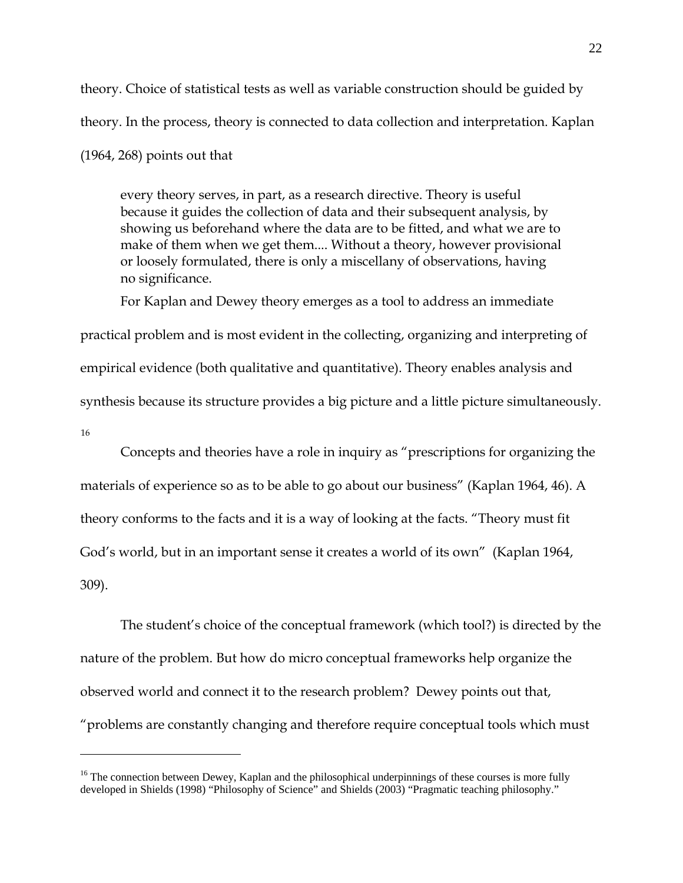theory. Choice of statistical tests as well as variable construction should be guided by theory. In the process, theory is connected to data collection and interpretation. Kaplan (1964, 268) points out that

> every theory serves, in part, as a research directive. Theory is useful because it guides the collection of data and their subsequent analysis, by showing us beforehand where the data are to be fitted, and what we are to make of them when we get them.... Without a theory, however provisional or loosely formulated, there is only a miscellany of observations, having no significance.

For Kaplan and Dewey theory emerges as a tool to address an immediate practical problem and is most evident in the collecting, organizing and interpreting of empirical evidence (both qualitative and quantitative). Theory enables analysis and synthesis because its structure provides a big picture and a little picture simultaneously.[16]

Concepts and theories have a role in inquiry as "prescriptions for organizing the materials of experience so as to be able to go about our business" (Kaplan 1964, 46). A theory conforms to the facts and it is a way of looking at the facts. "Theory must fit God's world, but in an important sense it creates a world of its own" (Kaplan 1964, 309).

The student's choice of the conceptual framework (which tool?) is directed by the nature of the problem. But how do micro conceptual frameworks help organize the observed world and connect it to the research problem? Dewey points out that, "problems are constantly changing and therefore require conceptual tools which must

---

[16] The connection between Dewey, Kaplan and the philosophical underpinnings of these courses is more fully developed in Shields (1998) "Philosophy of Science" and Shields (2003) "Pragmatic teaching philosophy."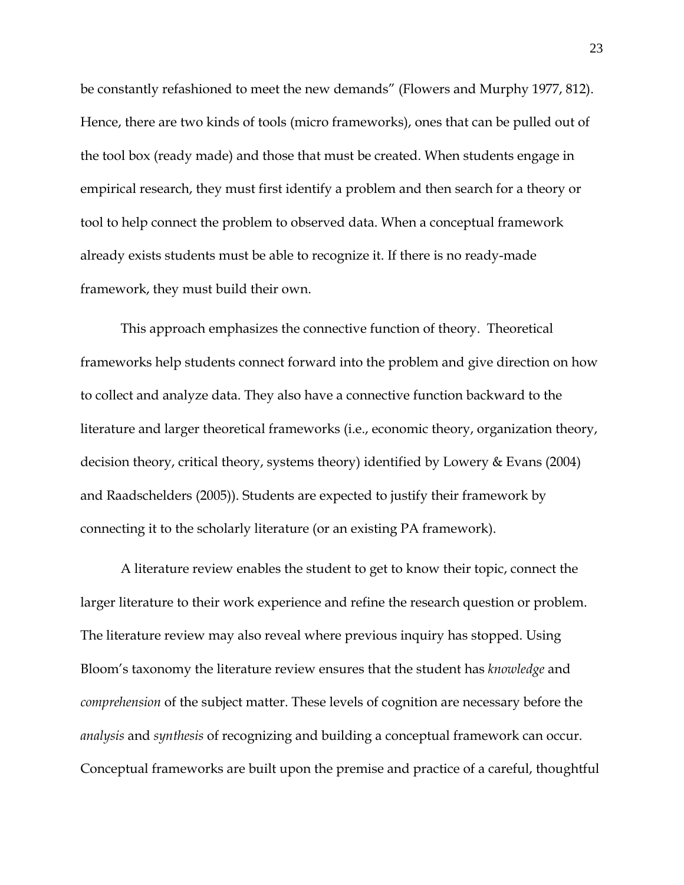be constantly refashioned to meet the new demands" (Flowers and Murphy 1977, 812). Hence, there are two kinds of tools (micro frameworks), ones that can be pulled out of the tool box (ready made) and those that must be created. When students engage in empirical research, they must first identify a problem and then search for a theory or tool to help connect the problem to observed data. When a conceptual framework already exists students must be able to recognize it. If there is no ready-made framework, they must build their own.

This approach emphasizes the connective function of theory. Theoretical frameworks help students connect forward into the problem and give direction on how to collect and analyze data. They also have a connective function backward to the literature and larger theoretical frameworks (i.e., economic theory, organization theory, decision theory, critical theory, systems theory) identified by Lowery & Evans (2004) and Raadschelders (2005)). Students are expected to justify their framework by connecting it to the scholarly literature (or an existing PA framework).

A literature review enables the student to get to know their topic, connect the larger literature to their work experience and refine the research question or problem. The literature review may also reveal where previous inquiry has stopped. Using Bloom's taxonomy the literature review ensures that the student has *knowledge* and *comprehension* of the subject matter. These levels of cognition are necessary before the *analysis* and *synthesis* of recognizing and building a conceptual framework can occur. Conceptual frameworks are built upon the premise and practice of a careful, thoughtful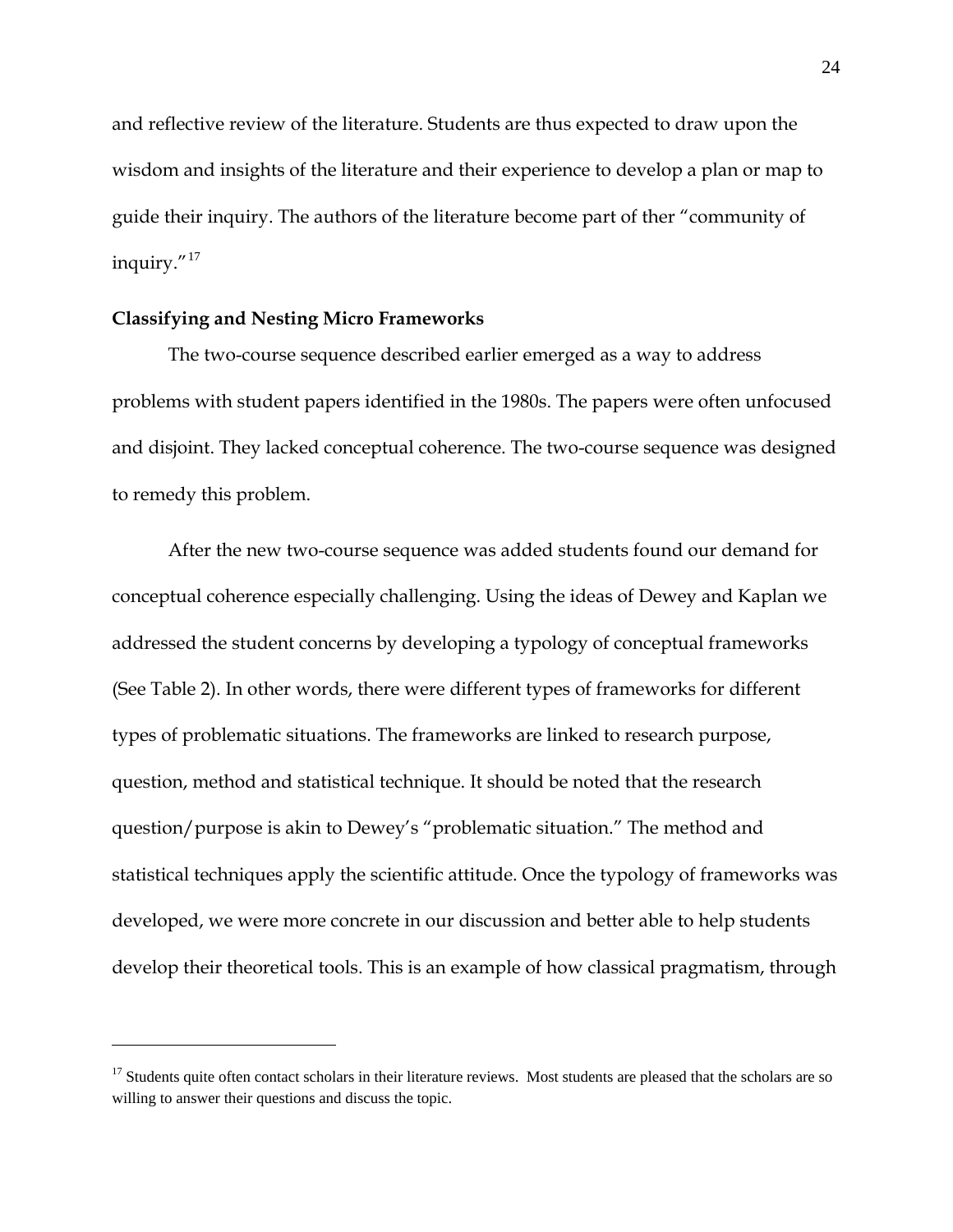and reflective review of the literature. Students are thus expected to draw upon the wisdom and insights of the literature and their experience to develop a plan or map to guide their inquiry. The authors of the literature become part of ther "community of inquiry."[17]

**Classifying and Nesting Micro Frameworks**

The two-course sequence described earlier emerged as a way to address problems with student papers identified in the 1980s. The papers were often unfocused and disjoint. They lacked conceptual coherence. The two-course sequence was designed to remedy this problem.

After the new two-course sequence was added students found our demand for conceptual coherence especially challenging. Using the ideas of Dewey and Kaplan we addressed the student concerns by developing a typology of conceptual frameworks (See Table 2). In other words, there were different types of frameworks for different types of problematic situations. The frameworks are linked to research purpose, question, method and statistical technique. It should be noted that the research question/purpose is akin to Dewey's "problematic situation." The method and statistical techniques apply the scientific attitude. Once the typology of frameworks was developed, we were more concrete in our discussion and better able to help students develop their theoretical tools. This is an example of how classical pragmatism, through

---

[17] Students quite often contact scholars in their literature reviews. Most students are pleased that the scholars are so willing to answer their questions and discuss the topic.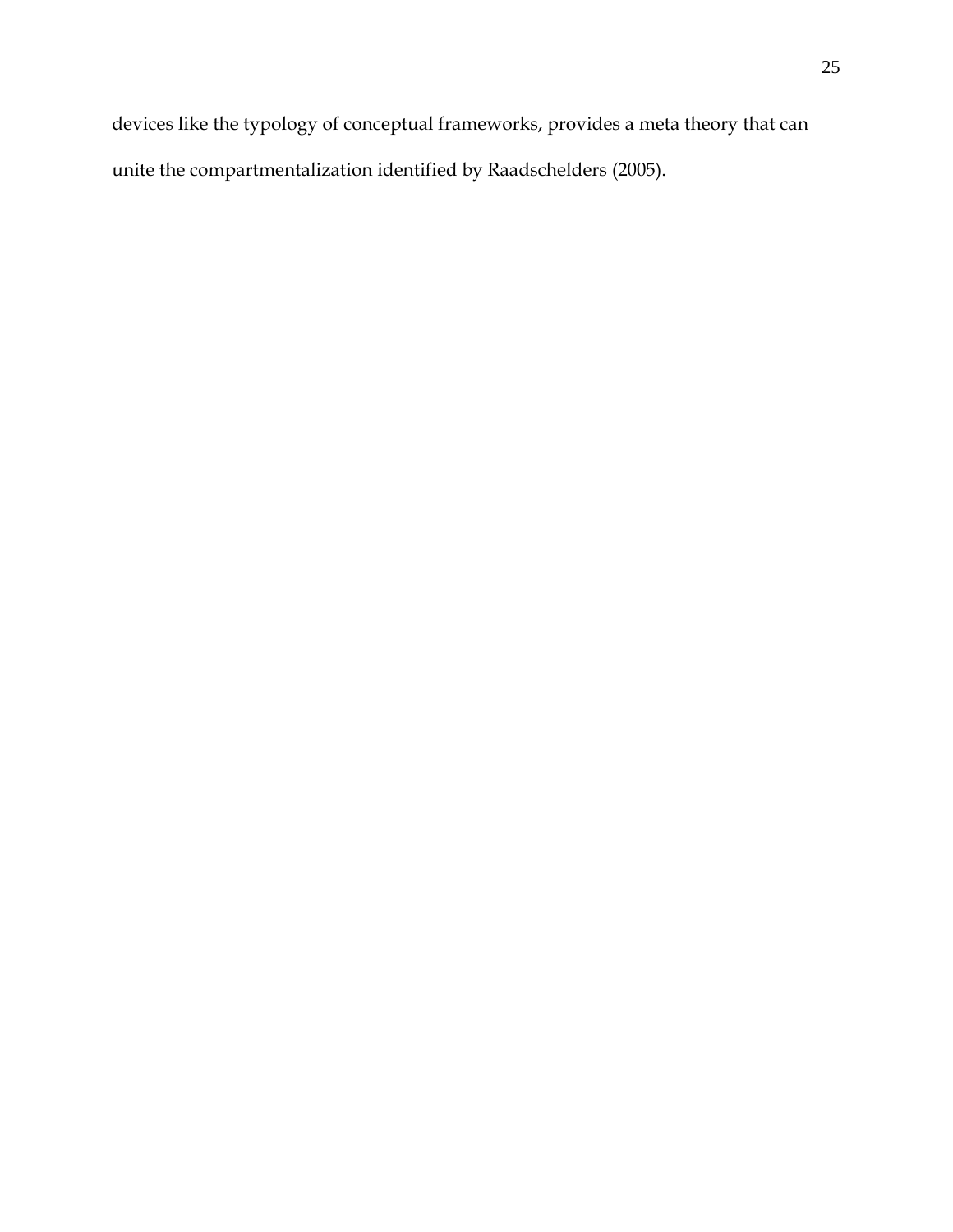devices like the typology of conceptual frameworks, provides a meta theory that can unite the compartmentalization identified by Raadschelders (2005).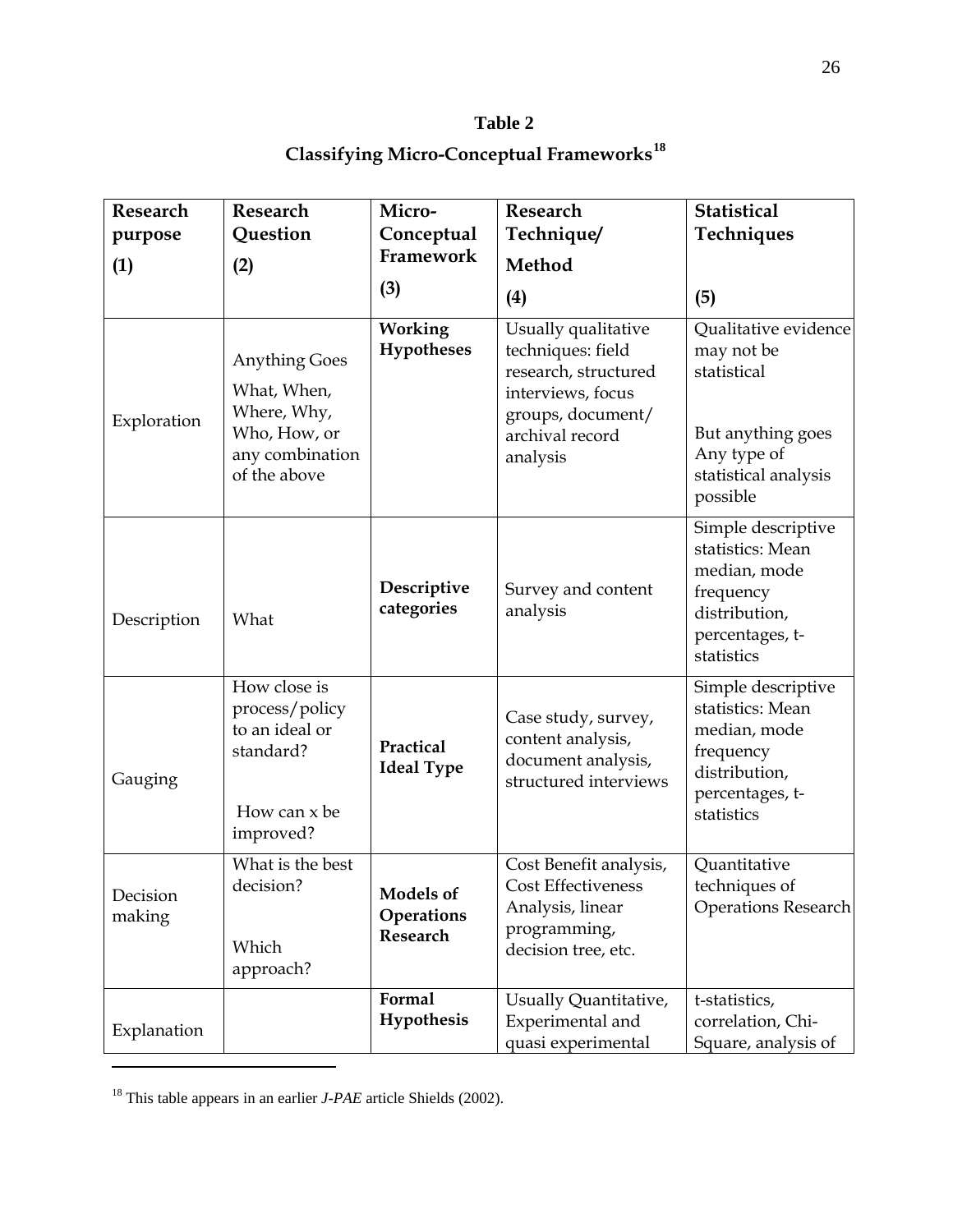**Table 2**

**Classifying Micro-Conceptual Frameworks**[18]

| **Research purpose (1)** | **Research Question (2)** | **Micro-Conceptual Framework (3)** | **Research Technique/ Method (4)** | **Statistical Techniques (5)** |
|---|---|---|---|---|
| Exploration | Anything Goes What, When, Where, Why, Who, How, or any combination of the above | **Working Hypotheses** | Usually qualitative techniques: field research, structured interviews, focus groups, document/ archival record analysis | Qualitative evidence may not be statistical But anything goes Any type of statistical analysis possible |
| Description | What | **Descriptive categories** | Survey and content analysis | Simple descriptive statistics: Mean median, mode frequency distribution, percentages, t-statistics |
| Gauging | How close is process/policy to an ideal or standard? How can x be improved? | **Practical Ideal Type** | Case study, survey, content analysis, document analysis, structured interviews | Simple descriptive statistics: Mean median, mode frequency distribution, percentages, t-statistics |
| Decision making | What is the best decision? Which approach? | **Models of Operations Research** | Cost Benefit analysis, Cost Effectiveness Analysis, linear programming, decision tree, etc. | Quantitative techniques of Operations Research |
| Explanation | | **Formal Hypothesis** | Usually Quantitative, Experimental and quasi experimental | t-statistics, correlation, Chi-Square, analysis of |

[18] This table appears in an earlier *J-PAE* article Shields (2002).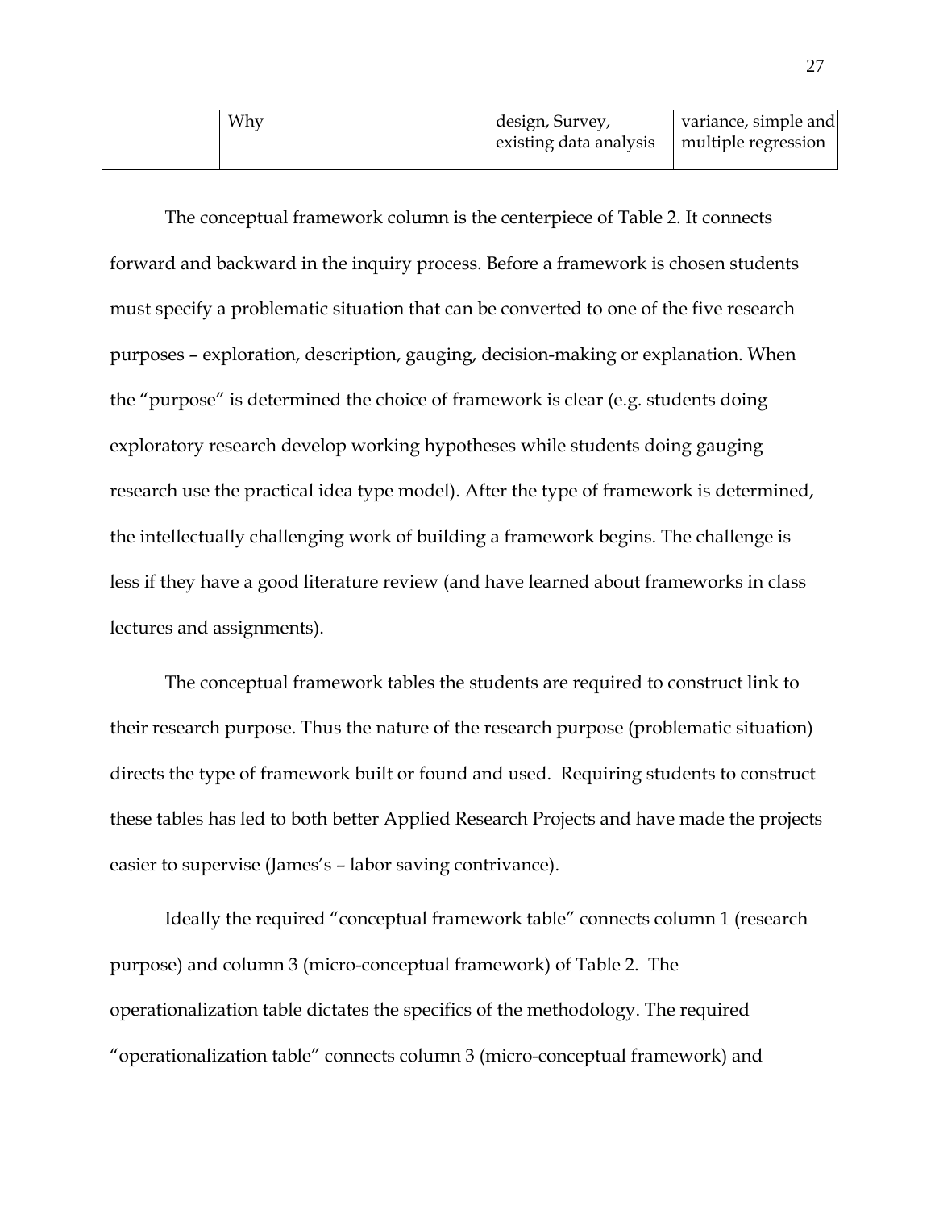| | | | | |
|---|---|---|---|---|
| | Why | | design, Survey, existing data analysis | variance, simple and multiple regression |

The conceptual framework column is the centerpiece of Table 2. It connects forward and backward in the inquiry process. Before a framework is chosen students must specify a problematic situation that can be converted to one of the five research purposes – exploration, description, gauging, decision-making or explanation. When the "purpose" is determined the choice of framework is clear (e.g. students doing exploratory research develop working hypotheses while students doing gauging research use the practical idea type model). After the type of framework is determined, the intellectually challenging work of building a framework begins. The challenge is less if they have a good literature review (and have learned about frameworks in class lectures and assignments).

The conceptual framework tables the students are required to construct link to their research purpose. Thus the nature of the research purpose (problematic situation) directs the type of framework built or found and used. Requiring students to construct these tables has led to both better Applied Research Projects and have made the projects easier to supervise (James's – labor saving contrivance).

Ideally the required "conceptual framework table" connects column 1 (research purpose) and column 3 (micro-conceptual framework) of Table 2. The operationalization table dictates the specifics of the methodology. The required "operationalization table" connects column 3 (micro-conceptual framework) and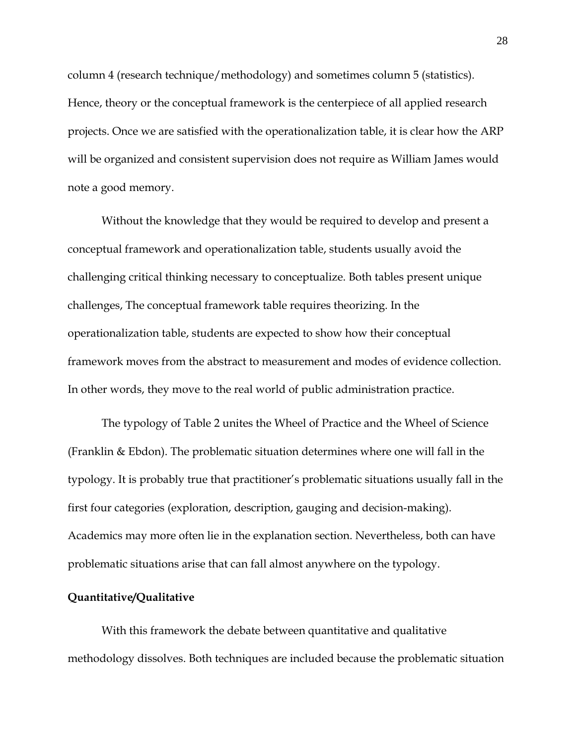column 4 (research technique/methodology) and sometimes column 5 (statistics). Hence, theory or the conceptual framework is the centerpiece of all applied research projects. Once we are satisfied with the operationalization table, it is clear how the ARP will be organized and consistent supervision does not require as William James would note a good memory.

Without the knowledge that they would be required to develop and present a conceptual framework and operationalization table, students usually avoid the challenging critical thinking necessary to conceptualize. Both tables present unique challenges, The conceptual framework table requires theorizing. In the operationalization table, students are expected to show how their conceptual framework moves from the abstract to measurement and modes of evidence collection. In other words, they move to the real world of public administration practice.

The typology of Table 2 unites the Wheel of Practice and the Wheel of Science (Franklin & Ebdon). The problematic situation determines where one will fall in the typology. It is probably true that practitioner's problematic situations usually fall in the first four categories (exploration, description, gauging and decision-making). Academics may more often lie in the explanation section. Nevertheless, both can have problematic situations arise that can fall almost anywhere on the typology.

**Quantitative/Qualitative**

With this framework the debate between quantitative and qualitative methodology dissolves. Both techniques are included because the problematic situation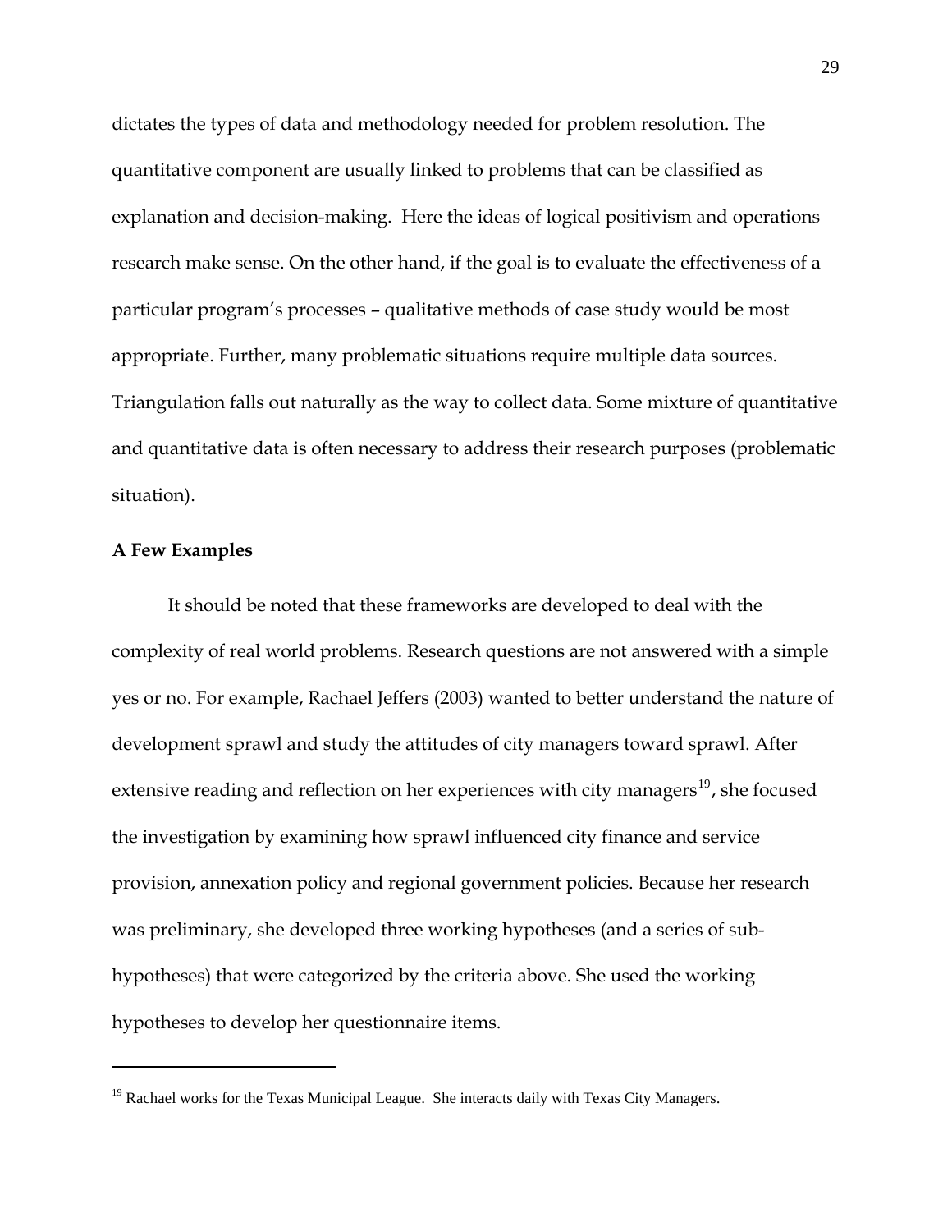dictates the types of data and methodology needed for problem resolution. The quantitative component are usually linked to problems that can be classified as explanation and decision-making. Here the ideas of logical positivism and operations research make sense. On the other hand, if the goal is to evaluate the effectiveness of a particular program's processes – qualitative methods of case study would be most appropriate. Further, many problematic situations require multiple data sources. Triangulation falls out naturally as the way to collect data. Some mixture of quantitative and quantitative data is often necessary to address their research purposes (problematic situation).

**A Few Examples**

It should be noted that these frameworks are developed to deal with the complexity of real world problems. Research questions are not answered with a simple yes or no. For example, Rachael Jeffers (2003) wanted to better understand the nature of development sprawl and study the attitudes of city managers toward sprawl. After extensive reading and reflection on her experiences with city managers[19], she focused the investigation by examining how sprawl influenced city finance and service provision, annexation policy and regional government policies. Because her research was preliminary, she developed three working hypotheses (and a series of sub-hypotheses) that were categorized by the criteria above. She used the working hypotheses to develop her questionnaire items.

---

[19] Rachael works for the Texas Municipal League. She interacts daily with Texas City Managers.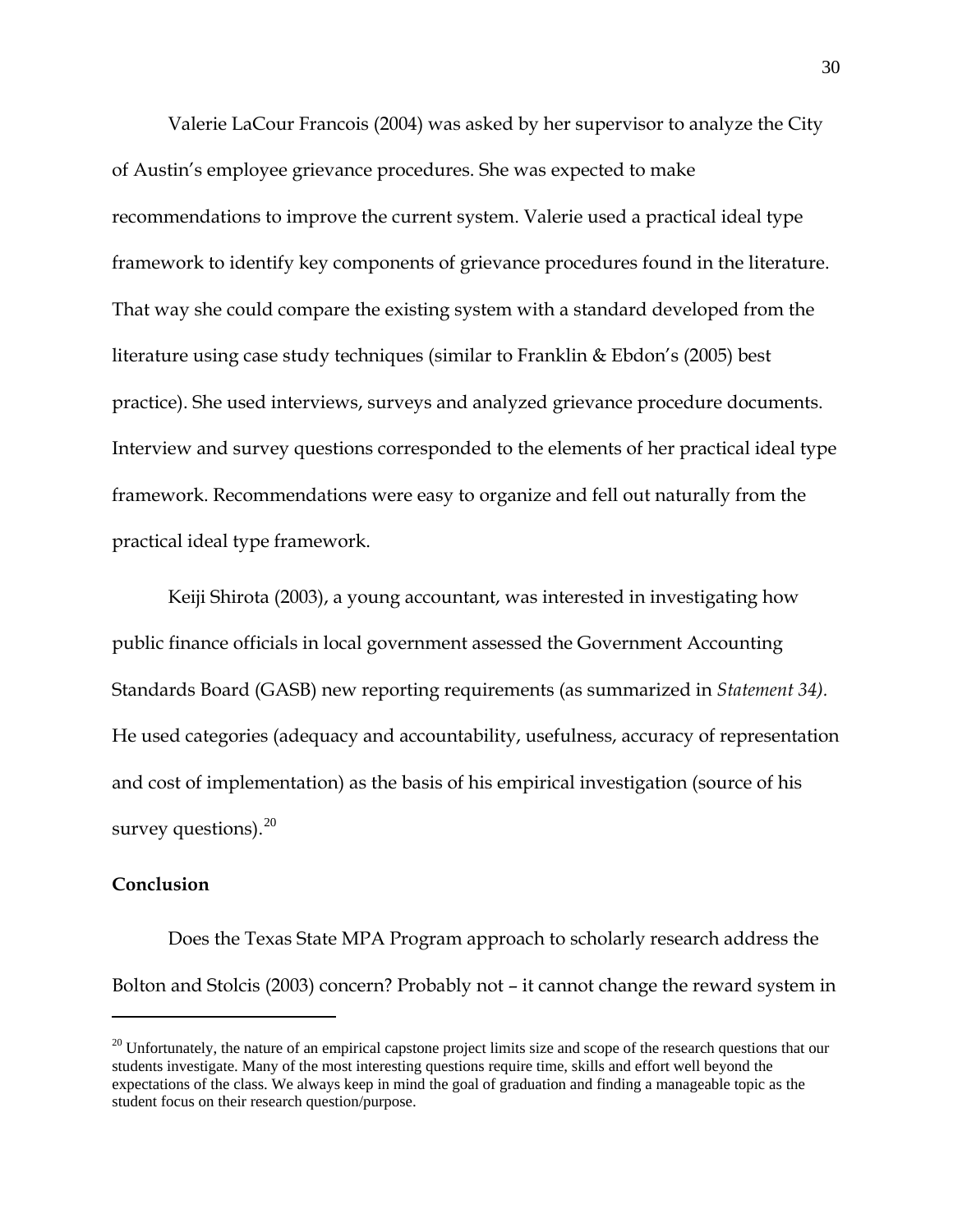Valerie LaCour Francois (2004) was asked by her supervisor to analyze the City of Austin's employee grievance procedures. She was expected to make recommendations to improve the current system. Valerie used a practical ideal type framework to identify key components of grievance procedures found in the literature. That way she could compare the existing system with a standard developed from the literature using case study techniques (similar to Franklin & Ebdon's (2005) best practice). She used interviews, surveys and analyzed grievance procedure documents. Interview and survey questions corresponded to the elements of her practical ideal type framework. Recommendations were easy to organize and fell out naturally from the practical ideal type framework.

Keiji Shirota (2003), a young accountant, was interested in investigating how public finance officials in local government assessed the Government Accounting Standards Board (GASB) new reporting requirements (as summarized in *Statement 34).* He used categories (adequacy and accountability, usefulness, accuracy of representation and cost of implementation) as the basis of his empirical investigation (source of his survey questions).[20]

**Conclusion**

Does the Texas State MPA Program approach to scholarly research address the Bolton and Stolcis (2003) concern? Probably not – it cannot change the reward system in

---

[20] Unfortunately, the nature of an empirical capstone project limits size and scope of the research questions that our students investigate. Many of the most interesting questions require time, skills and effort well beyond the expectations of the class. We always keep in mind the goal of graduation and finding a manageable topic as the student focus on their research question/purpose.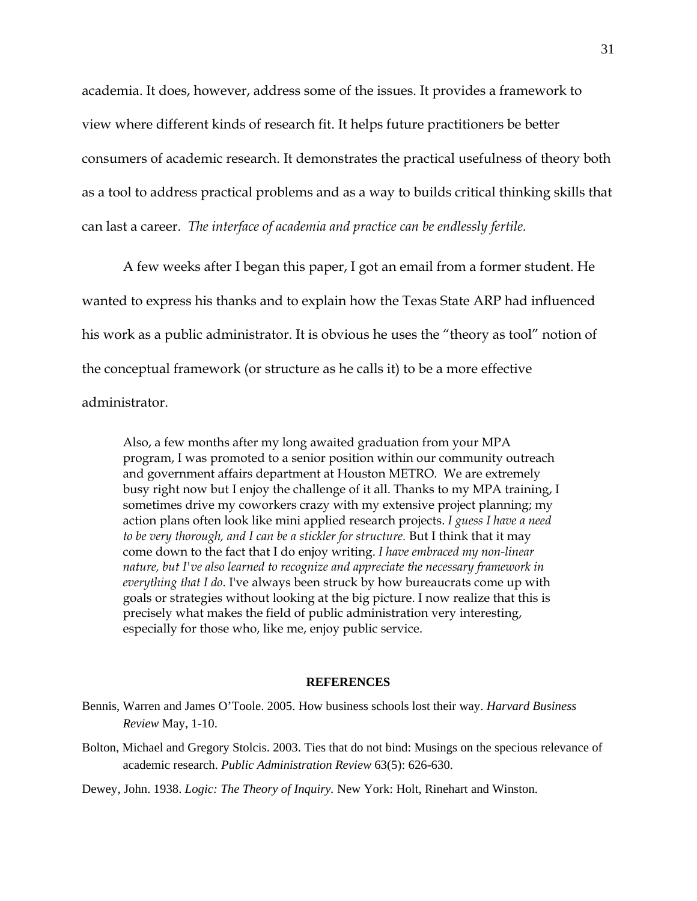academia. It does, however, address some of the issues. It provides a framework to view where different kinds of research fit. It helps future practitioners be better consumers of academic research. It demonstrates the practical usefulness of theory both as a tool to address practical problems and as a way to builds critical thinking skills that can last a career. *The interface of academia and practice can be endlessly fertile.*

A few weeks after I began this paper, I got an email from a former student. He wanted to express his thanks and to explain how the Texas State ARP had influenced his work as a public administrator. It is obvious he uses the "theory as tool" notion of the conceptual framework (or structure as he calls it) to be a more effective administrator.

> Also, a few months after my long awaited graduation from your MPA program, I was promoted to a senior position within our community outreach and government affairs department at Houston METRO. We are extremely busy right now but I enjoy the challenge of it all. Thanks to my MPA training, I sometimes drive my coworkers crazy with my extensive project planning; my action plans often look like mini applied research projects. *I guess I have a need to be very thorough, and I can be a stickler for structure.* But I think that it may come down to the fact that I do enjoy writing. *I have embraced my non-linear nature, but I've also learned to recognize and appreciate the necessary framework in everything that I do*. I've always been struck by how bureaucrats come up with goals or strategies without looking at the big picture. I now realize that this is precisely what makes the field of public administration very interesting, especially for those who, like me, enjoy public service.

## REFERENCES

Bennis, Warren and James O'Toole. 2005. How business schools lost their way. *Harvard Business Review* May, 1-10.

Bolton, Michael and Gregory Stolcis. 2003. Ties that do not bind: Musings on the specious relevance of academic research. *Public Administration Review* 63(5): 626-630.

Dewey, John. 1938. *Logic: The Theory of Inquiry.* New York: Holt, Rinehart and Winston.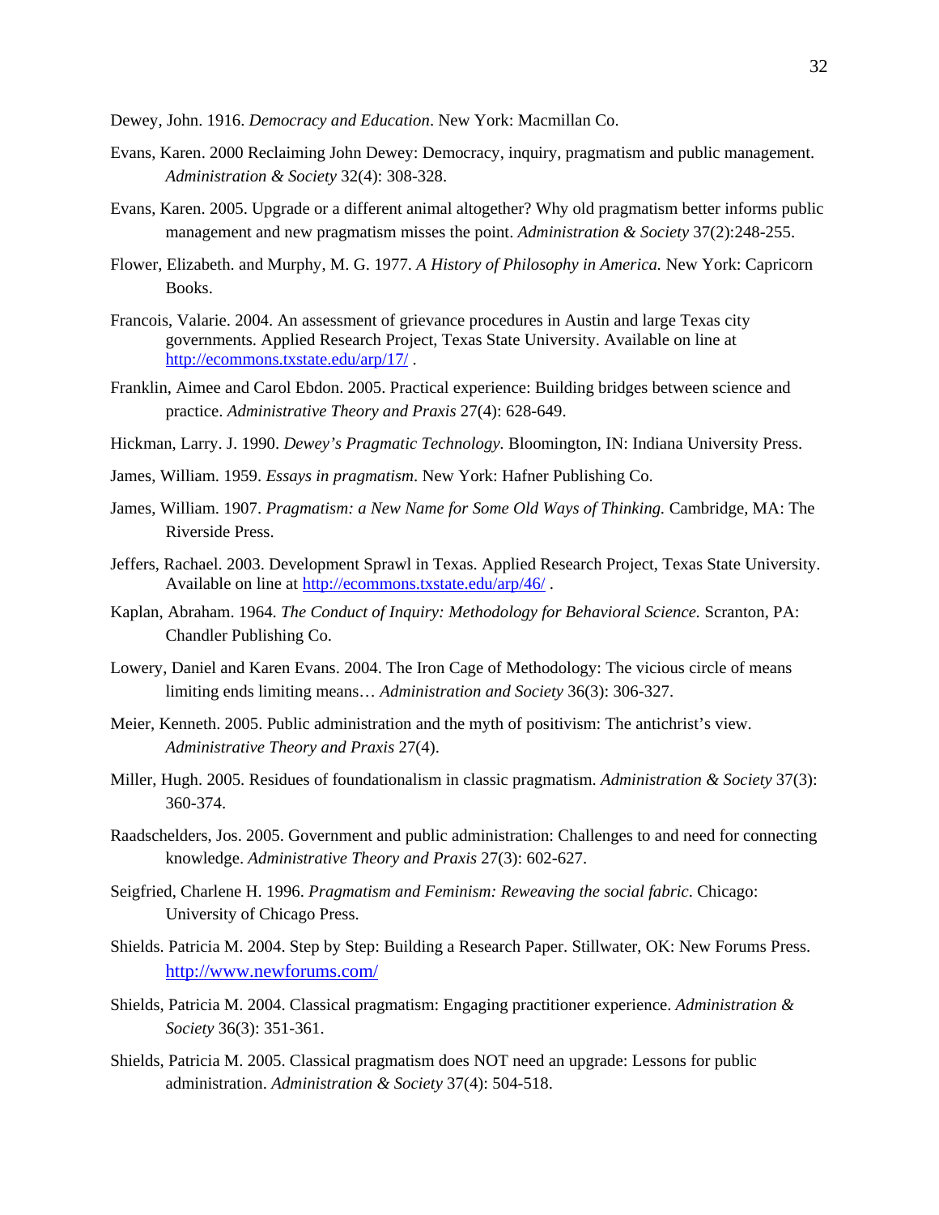Dewey, John. 1916. *Democracy and Education*. New York: Macmillan Co.

Evans, Karen. 2000 Reclaiming John Dewey: Democracy, inquiry, pragmatism and public management. *Administration & Society* 32(4): 308-328.

Evans, Karen. 2005. Upgrade or a different animal altogether? Why old pragmatism better informs public management and new pragmatism misses the point. *Administration & Society* 37(2):248-255.

Flower, Elizabeth. and Murphy, M. G. 1977. *A History of Philosophy in America.* New York: Capricorn Books.

Francois, Valarie. 2004. An assessment of grievance procedures in Austin and large Texas city governments. Applied Research Project, Texas State University. Available on line at http://ecommons.txstate.edu/arp/17/ .

Franklin, Aimee and Carol Ebdon. 2005. Practical experience: Building bridges between science and practice. *Administrative Theory and Praxis* 27(4): 628-649.

Hickman, Larry. J. 1990. *Dewey's Pragmatic Technology.* Bloomington, IN: Indiana University Press.

James, William. 1959. *Essays in pragmatism*. New York: Hafner Publishing Co.

James, William. 1907. *Pragmatism: a New Name for Some Old Ways of Thinking.* Cambridge, MA: The Riverside Press.

Jeffers, Rachael. 2003. Development Sprawl in Texas. Applied Research Project, Texas State University. Available on line at http://ecommons.txstate.edu/arp/46/ .

Kaplan, Abraham. 1964. *The Conduct of Inquiry: Methodology for Behavioral Science.* Scranton, PA: Chandler Publishing Co.

Lowery, Daniel and Karen Evans. 2004. The Iron Cage of Methodology: The vicious circle of means limiting ends limiting means… *Administration and Society* 36(3): 306-327.

Meier, Kenneth. 2005. Public administration and the myth of positivism: The antichrist's view. *Administrative Theory and Praxis* 27(4).

Miller, Hugh. 2005. Residues of foundationalism in classic pragmatism. *Administration & Society* 37(3): 360-374.

Raadschelders, Jos. 2005. Government and public administration: Challenges to and need for connecting knowledge. *Administrative Theory and Praxis* 27(3): 602-627.

Seigfried, Charlene H. 1996. *Pragmatism and Feminism: Reweaving the social fabric*. Chicago: University of Chicago Press.

Shields. Patricia M. 2004. Step by Step: Building a Research Paper. Stillwater, OK: New Forums Press. http://www.newforums.com/

Shields, Patricia M. 2004. Classical pragmatism: Engaging practitioner experience. *Administration & Society* 36(3): 351-361.

Shields, Patricia M. 2005. Classical pragmatism does NOT need an upgrade: Lessons for public administration. *Administration & Society* 37(4): 504-518.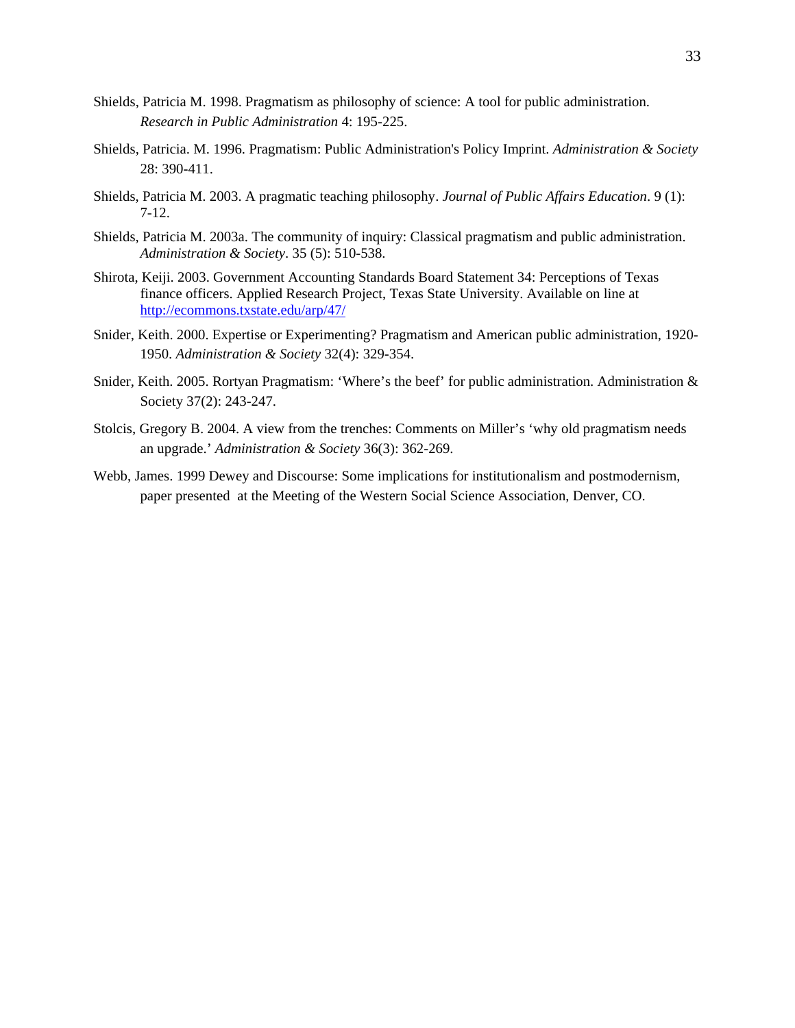Shields, Patricia M. 1998. Pragmatism as philosophy of science: A tool for public administration. *Research in Public Administration* 4: 195-225.

Shields, Patricia. M. 1996. Pragmatism: Public Administration's Policy Imprint. *Administration & Society* 28: 390-411.

Shields, Patricia M. 2003. A pragmatic teaching philosophy. *Journal of Public Affairs Education*. 9 (1): 7-12.

Shields, Patricia M. 2003a. The community of inquiry: Classical pragmatism and public administration. *Administration & Society*. 35 (5): 510-538.

Shirota, Keiji. 2003. Government Accounting Standards Board Statement 34: Perceptions of Texas finance officers. Applied Research Project, Texas State University. Available on line at http://ecommons.txstate.edu/arp/47/

Snider, Keith. 2000. Expertise or Experimenting? Pragmatism and American public administration, 1920-1950. *Administration & Society* 32(4): 329-354.

Snider, Keith. 2005. Rortyan Pragmatism: 'Where's the beef' for public administration. Administration & Society 37(2): 243-247.

Stolcis, Gregory B. 2004. A view from the trenches: Comments on Miller's 'why old pragmatism needs an upgrade.' *Administration & Society* 36(3): 362-269.

Webb, James. 1999 Dewey and Discourse: Some implications for institutionalism and postmodernism, paper presented at the Meeting of the Western Social Science Association, Denver, CO.